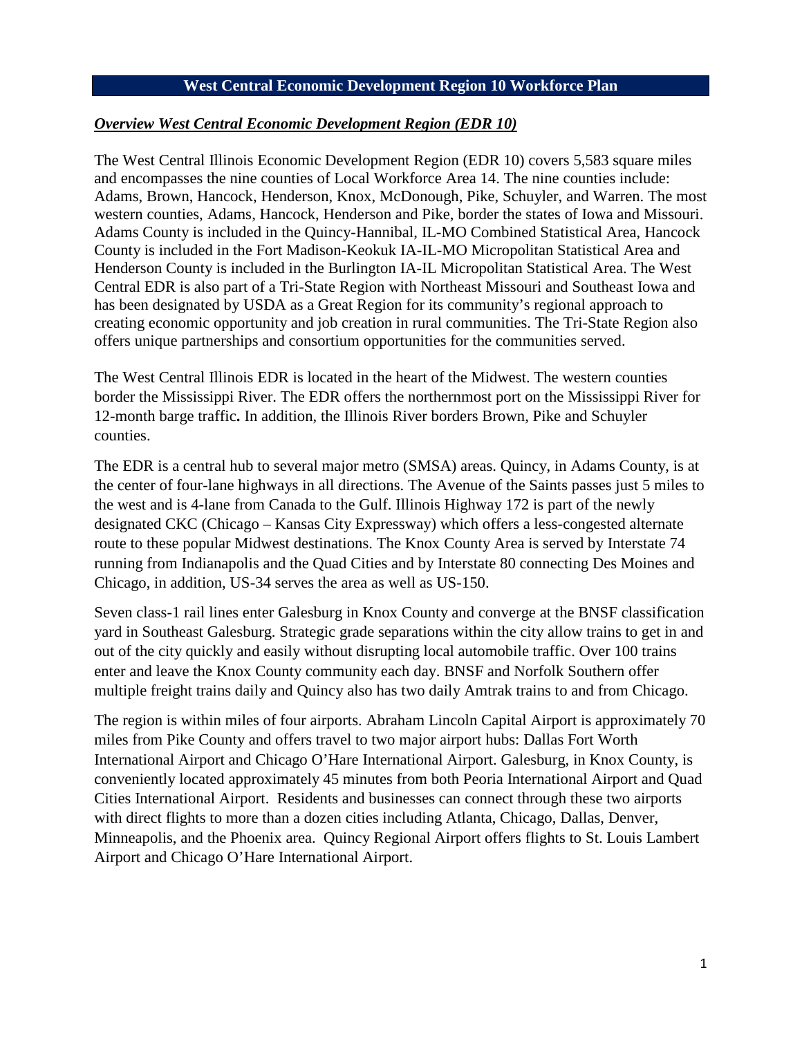# West Central Economic Development Region 10 Workforce Plan

## ***Overview West Central Economic Development Region (EDR 10)***

The West Central Illinois Economic Development Region (EDR 10) covers 5,583 square miles and encompasses the nine counties of Local Workforce Area 14. The nine counties include: Adams, Brown, Hancock, Henderson, Knox, McDonough, Pike, Schuyler, and Warren. The most western counties, Adams, Hancock, Henderson and Pike, border the states of Iowa and Missouri. Adams County is included in the Quincy-Hannibal, IL-MO Combined Statistical Area, Hancock County is included in the Fort Madison-Keokuk IA-IL-MO Micropolitan Statistical Area and Henderson County is included in the Burlington IA-IL Micropolitan Statistical Area. The West Central EDR is also part of a Tri-State Region with Northeast Missouri and Southeast Iowa and has been designated by USDA as a Great Region for its community's regional approach to creating economic opportunity and job creation in rural communities. The Tri-State Region also offers unique partnerships and consortium opportunities for the communities served.

The West Central Illinois EDR is located in the heart of the Midwest. The western counties border the Mississippi River. The EDR offers the northernmost port on the Mississippi River for 12-month barge traffic**.** In addition, the Illinois River borders Brown, Pike and Schuyler counties.

The EDR is a central hub to several major metro (SMSA) areas. Quincy, in Adams County, is at the center of four-lane highways in all directions. The Avenue of the Saints passes just 5 miles to the west and is 4-lane from Canada to the Gulf. Illinois Highway 172 is part of the newly designated CKC (Chicago – Kansas City Expressway) which offers a less-congested alternate route to these popular Midwest destinations. The Knox County Area is served by Interstate 74 running from Indianapolis and the Quad Cities and by Interstate 80 connecting Des Moines and Chicago, in addition, US-34 serves the area as well as US-150.

Seven class-1 rail lines enter Galesburg in Knox County and converge at the BNSF classification yard in Southeast Galesburg. Strategic grade separations within the city allow trains to get in and out of the city quickly and easily without disrupting local automobile traffic. Over 100 trains enter and leave the Knox County community each day. BNSF and Norfolk Southern offer multiple freight trains daily and Quincy also has two daily Amtrak trains to and from Chicago.

The region is within miles of four airports. Abraham Lincoln Capital Airport is approximately 70 miles from Pike County and offers travel to two major airport hubs: Dallas Fort Worth International Airport and Chicago O'Hare International Airport. Galesburg, in Knox County, is conveniently located approximately 45 minutes from both Peoria International Airport and Quad Cities International Airport. Residents and businesses can connect through these two airports with direct flights to more than a dozen cities including Atlanta, Chicago, Dallas, Denver, Minneapolis, and the Phoenix area. Quincy Regional Airport offers flights to St. Louis Lambert Airport and Chicago O'Hare International Airport.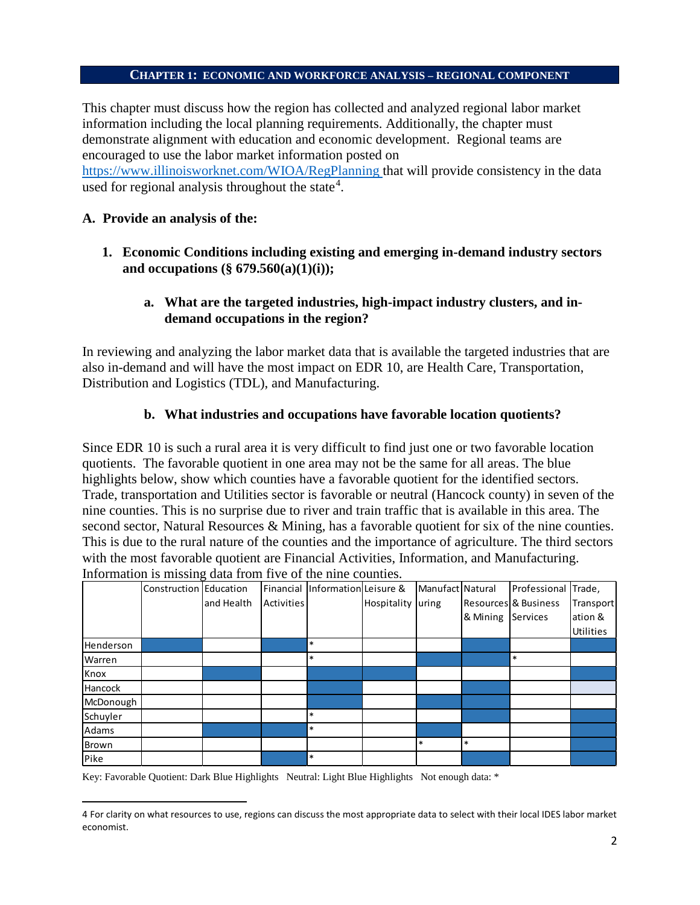**CHAPTER 1: ECONOMIC AND WORKFORCE ANALYSIS – REGIONAL COMPONENT**

This chapter must discuss how the region has collected and analyzed regional labor market information including the local planning requirements. Additionally, the chapter must demonstrate alignment with education and economic development. Regional teams are encouraged to use the labor market information posted on https://www.illinoisworknet.com/WIOA/RegPlanning that will provide consistency in the data used for regional analysis throughout the state[4].

**A. Provide an analysis of the:**

1. **Economic Conditions including existing and emerging in-demand industry sectors and occupations (§ 679.560(a)(1)(i));**

   a. **What are the targeted industries, high-impact industry clusters, and in-demand occupations in the region?**

In reviewing and analyzing the labor market data that is available the targeted industries that are also in-demand and will have the most impact on EDR 10, are Health Care, Transportation, Distribution and Logistics (TDL), and Manufacturing.

   b. **What industries and occupations have favorable location quotients?**

Since EDR 10 is such a rural area it is very difficult to find just one or two favorable location quotients. The favorable quotient in one area may not be the same for all areas. The blue highlights below, show which counties have a favorable quotient for the identified sectors. Trade, transportation and Utilities sector is favorable or neutral (Hancock county) in seven of the nine counties. This is no surprise due to river and train traffic that is available in this area. The second sector, Natural Resources & Mining, has a favorable quotient for six of the nine counties. This is due to the rural nature of the counties and the importance of agriculture. The third sectors with the most favorable quotient are Financial Activities, Information, and Manufacturing. Information is missing data from five of the nine counties.

| | Construction | Education and Health | Financial Activities | Information | Leisure & Hospitality | Manufacturing | Natural Resources & Mining | Professional & Business Services | Trade, Transportation & Utilities |
|---|---|---|---|---|---|---|---|---|---|
| Henderson | Favorable | | Favorable | * | | | Favorable | | Favorable |
| Warren | | | | * | | Favorable | Favorable | * | |
| Knox | | Favorable | | Favorable | Favorable | | | | Favorable |
| Hancock | | | | Favorable | | | Favorable | | Neutral |
| McDonough | | | | Favorable | | Favorable | Favorable | | |
| Schuyler | | | | * | | | Favorable | | Favorable |
| Adams | | Favorable | Favorable | * | | Favorable | | | Favorable |
| Brown | | | | | | * | * | | Favorable |
| Pike | | | Favorable | * | | | Favorable | | Favorable |

Key: Favorable Quotient: Dark Blue Highlights   Neutral: Light Blue Highlights   Not enough data: *

4 For clarity on what resources to use, regions can discuss the most appropriate data to select with their local IDES labor market economist.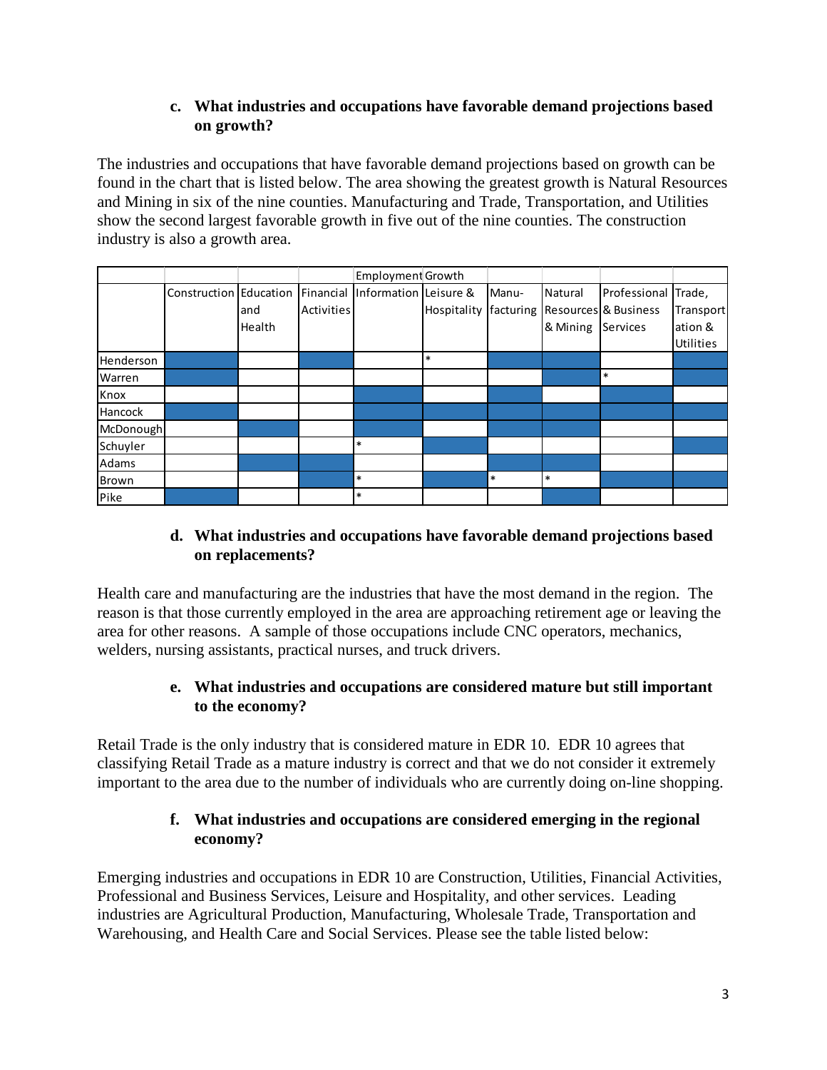### c. What industries and occupations have favorable demand projections based on growth?

The industries and occupations that have favorable demand projections based on growth can be found in the chart that is listed below. The area showing the greatest growth is Natural Resources and Mining in six of the nine counties. Manufacturing and Trade, Transportation, and Utilities show the second largest favorable growth in five out of the nine counties. The construction industry is also a growth area.

In the table below, ■ marks a cell that is shaded in the original chart.

| | | | | Employment Growth | | | | | |
|---|---|---|---|---|---|---|---|---|---|
| | Construction | Education and Health | Financial Activities | Information | Leisure & Hospitality | Manu-facturing | Natural Resources & Mining | Professional & Business Services | Trade, Transportation & Utilities |
| Henderson | ■ | | ■ | | * | ■ | ■ | | ■ |
| Warren | ■ | | ■ | | | | ■ | * | ■ |
| Knox | | | | ■ | | ■ | | ■ | |
| Hancock | ■ | | | ■ | ■ | ■ | ■ | ■ | ■ |
| McDonough | | ■ | | ■ | | ■ | ■ | | |
| Schuyler | | | | * | ■ | | | | ■ |
| Adams | | ■ | ■ | | | ■ | ■ | | |
| Brown | | | ■ | * | ■ | * | * | ■ | ■ |
| Pike | ■ | | | * | | | ■ | | |

### d. What industries and occupations have favorable demand projections based on replacements?

Health care and manufacturing are the industries that have the most demand in the region. The reason is that those currently employed in the area are approaching retirement age or leaving the area for other reasons. A sample of those occupations include CNC operators, mechanics, welders, nursing assistants, practical nurses, and truck drivers.

### e. What industries and occupations are considered mature but still important to the economy?

Retail Trade is the only industry that is considered mature in EDR 10. EDR 10 agrees that classifying Retail Trade as a mature industry is correct and that we do not consider it extremely important to the area due to the number of individuals who are currently doing on-line shopping.

### f. What industries and occupations are considered emerging in the regional economy?

Emerging industries and occupations in EDR 10 are Construction, Utilities, Financial Activities, Professional and Business Services, Leisure and Hospitality, and other services. Leading industries are Agricultural Production, Manufacturing, Wholesale Trade, Transportation and Warehousing, and Health Care and Social Services. Please see the table listed below: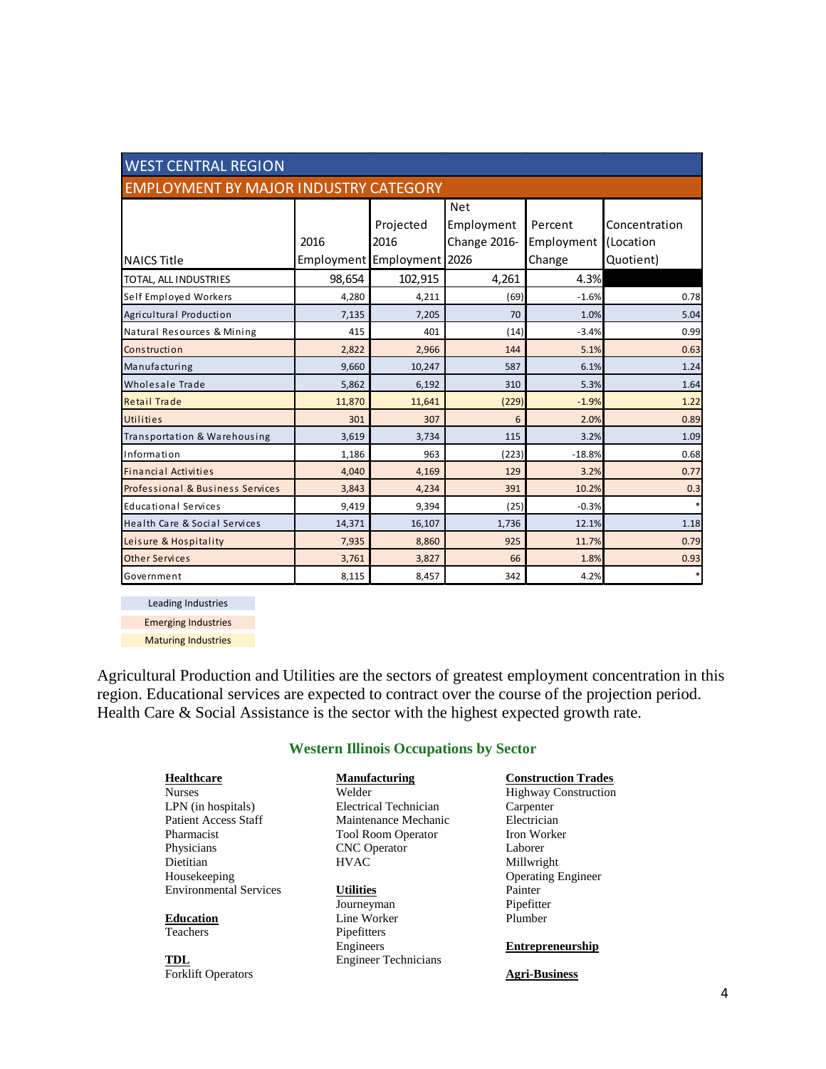| WEST CENTRAL REGION | | | | | |
|---|---|---|---|---|---|
| EMPLOYMENT BY MAJOR INDUSTRY CATEGORY | | | | | |
| NAICS Title | 2016 Employment | Projected 2016 Employment | Net Employment Change 2016-2026 | Percent Employment Change | Concentration (Location Quotient) |
| TOTAL, ALL INDUSTRIES | 98,654 | 102,915 | 4,261 | 4.3% | |
| Self Employed Workers | 4,280 | 4,211 | (69) | -1.6% | 0.78 |
| Agricultural Production | 7,135 | 7,205 | 70 | 1.0% | 5.04 |
| Natural Resources & Mining | 415 | 401 | (14) | -3.4% | 0.99 |
| Construction | 2,822 | 2,966 | 144 | 5.1% | 0.63 |
| Manufacturing | 9,660 | 10,247 | 587 | 6.1% | 1.24 |
| Wholesale Trade | 5,862 | 6,192 | 310 | 5.3% | 1.64 |
| Retail Trade | 11,870 | 11,641 | (229) | -1.9% | 1.22 |
| Utilities | 301 | 307 | 6 | 2.0% | 0.89 |
| Transportation & Warehousing | 3,619 | 3,734 | 115 | 3.2% | 1.09 |
| Information | 1,186 | 963 | (223) | -18.8% | 0.68 |
| Financial Activities | 4,040 | 4,169 | 129 | 3.2% | 0.77 |
| Professional & Business Services | 3,843 | 4,234 | 391 | 10.2% | 0.3 |
| Educational Services | 9,419 | 9,394 | (25) | -0.3% | * |
| Health Care & Social Services | 14,371 | 16,107 | 1,736 | 12.1% | 1.18 |
| Leisure & Hospitality | 7,935 | 8,860 | 925 | 11.7% | 0.79 |
| Other Services | 3,761 | 3,827 | 66 | 1.8% | 0.93 |
| Government | 8,115 | 8,457 | 342 | 4.2% | * |

Leading Industries

Emerging Industries

Maturing Industries

Agricultural Production and Utilities are the sectors of greatest employment concentration in this region. Educational services are expected to contract over the course of the projection period. Health Care & Social Assistance is the sector with the highest expected growth rate.

## Western Illinois Occupations by Sector

**Healthcare**
Nurses
LPN (in hospitals)
Patient Access Staff
Pharmacist
Physicians
Dietitian
Housekeeping
Environmental Services

**Education**
Teachers

**TDL**
Forklift Operators

**Manufacturing**
Welder
Electrical Technician
Maintenance Mechanic
Tool Room Operator
CNC Operator
HVAC

**Utilities**
Journeyman
Line Worker
Pipefitters
Engineers
Engineer Technicians

**Construction Trades**
Highway Construction
Carpenter
Electrician
Iron Worker
Laborer
Millwright
Operating Engineer
Painter
Pipefitter
Plumber

**Entrepreneurship**

**Agri-Business**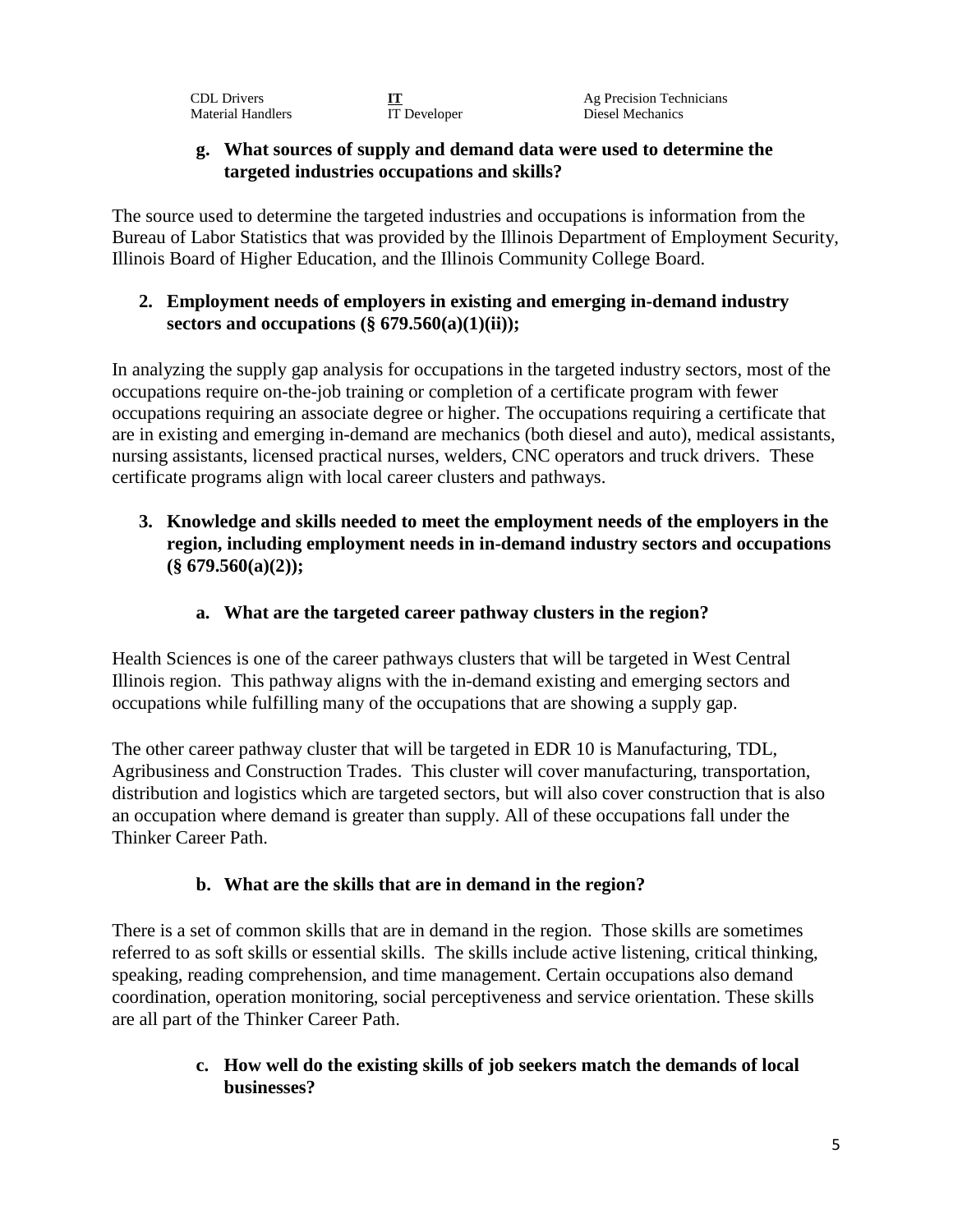| CDL Drivers | **IT** | Ag Precision Technicians |
|---|---|---|
| Material Handlers | IT Developer | Diesel Mechanics |

**g. What sources of supply and demand data were used to determine the targeted industries occupations and skills?**

The source used to determine the targeted industries and occupations is information from the Bureau of Labor Statistics that was provided by the Illinois Department of Employment Security, Illinois Board of Higher Education, and the Illinois Community College Board.

**2. Employment needs of employers in existing and emerging in-demand industry sectors and occupations (§ 679.560(a)(1)(ii));**

In analyzing the supply gap analysis for occupations in the targeted industry sectors, most of the occupations require on-the-job training or completion of a certificate program with fewer occupations requiring an associate degree or higher. The occupations requiring a certificate that are in existing and emerging in-demand are mechanics (both diesel and auto), medical assistants, nursing assistants, licensed practical nurses, welders, CNC operators and truck drivers. These certificate programs align with local career clusters and pathways.

**3. Knowledge and skills needed to meet the employment needs of the employers in the region, including employment needs in in-demand industry sectors and occupations (§ 679.560(a)(2));**

**a. What are the targeted career pathway clusters in the region?**

Health Sciences is one of the career pathways clusters that will be targeted in West Central Illinois region. This pathway aligns with the in-demand existing and emerging sectors and occupations while fulfilling many of the occupations that are showing a supply gap.

The other career pathway cluster that will be targeted in EDR 10 is Manufacturing, TDL, Agribusiness and Construction Trades. This cluster will cover manufacturing, transportation, distribution and logistics which are targeted sectors, but will also cover construction that is also an occupation where demand is greater than supply. All of these occupations fall under the Thinker Career Path.

**b. What are the skills that are in demand in the region?**

There is a set of common skills that are in demand in the region. Those skills are sometimes referred to as soft skills or essential skills. The skills include active listening, critical thinking, speaking, reading comprehension, and time management. Certain occupations also demand coordination, operation monitoring, social perceptiveness and service orientation. These skills are all part of the Thinker Career Path.

**c. How well do the existing skills of job seekers match the demands of local businesses?**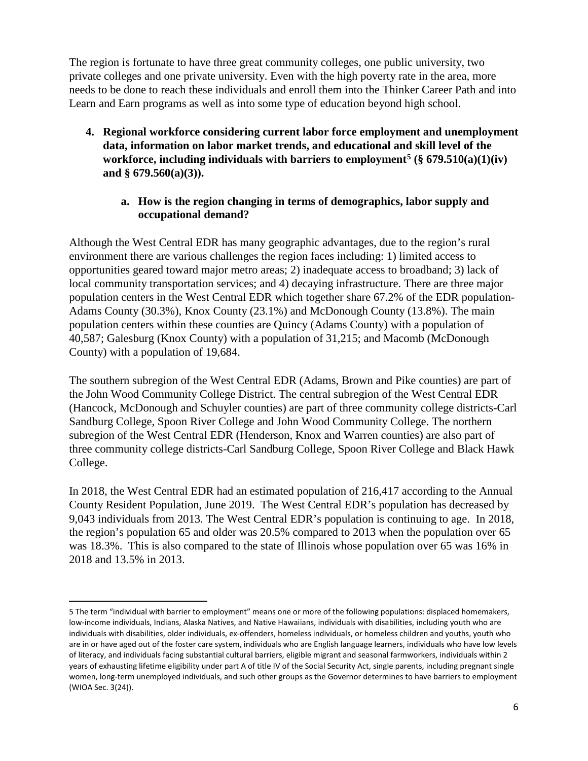The region is fortunate to have three great community colleges, one public university, two private colleges and one private university. Even with the high poverty rate in the area, more needs to be done to reach these individuals and enroll them into the Thinker Career Path and into Learn and Earn programs as well as into some type of education beyond high school.

4. **Regional workforce considering current labor force employment and unemployment data, information on labor market trends, and educational and skill level of the workforce, including individuals with barriers to employment[5] (§ 679.510(a)(1)(iv) and § 679.560(a)(3)).**

   a. **How is the region changing in terms of demographics, labor supply and occupational demand?**

Although the West Central EDR has many geographic advantages, due to the region's rural environment there are various challenges the region faces including: 1) limited access to opportunities geared toward major metro areas; 2) inadequate access to broadband; 3) lack of local community transportation services; and 4) decaying infrastructure. There are three major population centers in the West Central EDR which together share 67.2% of the EDR population-Adams County (30.3%), Knox County (23.1%) and McDonough County (13.8%). The main population centers within these counties are Quincy (Adams County) with a population of 40,587; Galesburg (Knox County) with a population of 31,215; and Macomb (McDonough County) with a population of 19,684.

The southern subregion of the West Central EDR (Adams, Brown and Pike counties) are part of the John Wood Community College District. The central subregion of the West Central EDR (Hancock, McDonough and Schuyler counties) are part of three community college districts-Carl Sandburg College, Spoon River College and John Wood Community College. The northern subregion of the West Central EDR (Henderson, Knox and Warren counties) are also part of three community college districts-Carl Sandburg College, Spoon River College and Black Hawk College.

In 2018, the West Central EDR had an estimated population of 216,417 according to the Annual County Resident Population, June 2019. The West Central EDR's population has decreased by 9,043 individuals from 2013. The West Central EDR's population is continuing to age. In 2018, the region's population 65 and older was 20.5% compared to 2013 when the population over 65 was 18.3%. This is also compared to the state of Illinois whose population over 65 was 16% in 2018 and 13.5% in 2013.

---

5 The term "individual with barrier to employment" means one or more of the following populations: displaced homemakers, low-income individuals, Indians, Alaska Natives, and Native Hawaiians, individuals with disabilities, including youth who are individuals with disabilities, older individuals, ex-offenders, homeless individuals, or homeless children and youths, youth who are in or have aged out of the foster care system, individuals who are English language learners, individuals who have low levels of literacy, and individuals facing substantial cultural barriers, eligible migrant and seasonal farmworkers, individuals within 2 years of exhausting lifetime eligibility under part A of title IV of the Social Security Act, single parents, including pregnant single women, long-term unemployed individuals, and such other groups as the Governor determines to have barriers to employment (WIOA Sec. 3(24)).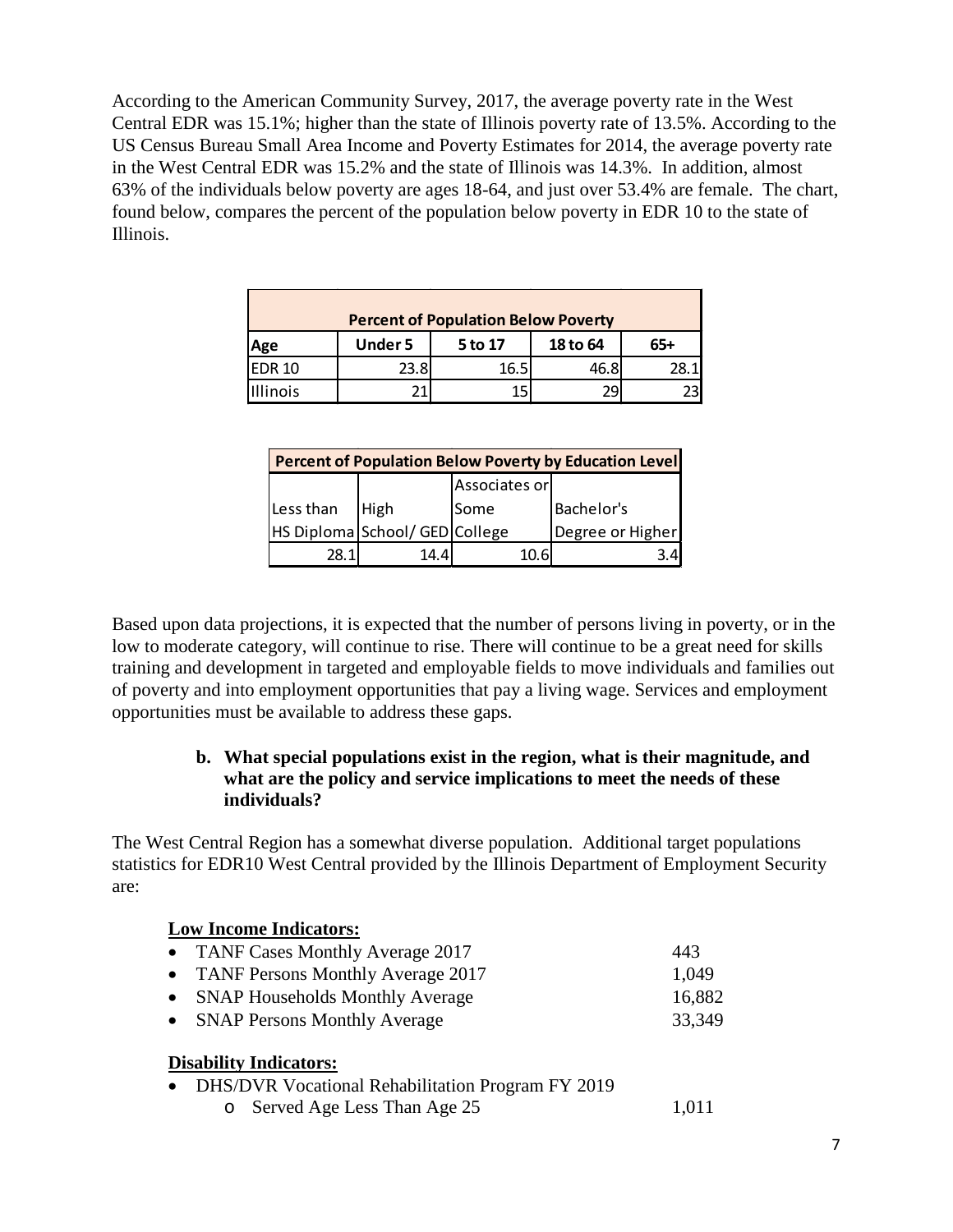According to the American Community Survey, 2017, the average poverty rate in the West Central EDR was 15.1%; higher than the state of Illinois poverty rate of 13.5%. According to the US Census Bureau Small Area Income and Poverty Estimates for 2014, the average poverty rate in the West Central EDR was 15.2% and the state of Illinois was 14.3%. In addition, almost 63% of the individuals below poverty are ages 18-64, and just over 53.4% are female. The chart, found below, compares the percent of the population below poverty in EDR 10 to the state of Illinois.

| Percent of Population Below Poverty | | | | |
|---|---|---|---|---|
| **Age** | **Under 5** | **5 to 17** | **18 to 64** | **65+** |
| EDR 10 | 23.8 | 16.5 | 46.8 | 28.1 |
| Illinois | 21 | 15 | 29 | 23 |

| Percent of Population Below Poverty by Education Level | | | |
|---|---|---|---|
| Less than HS Diploma | High School/ GED | Associates or Some College | Bachelor's Degree or Higher |
| 28.1 | 14.4 | 10.6 | 3.4 |

Based upon data projections, it is expected that the number of persons living in poverty, or in the low to moderate category, will continue to rise. There will continue to be a great need for skills training and development in targeted and employable fields to move individuals and families out of poverty and into employment opportunities that pay a living wage. Services and employment opportunities must be available to address these gaps.

**b. What special populations exist in the region, what is their magnitude, and what are the policy and service implications to meet the needs of these individuals?**

The West Central Region has a somewhat diverse population. Additional target populations statistics for EDR10 West Central provided by the Illinois Department of Employment Security are:

**Low Income Indicators:**

- TANF Cases Monthly Average 2017 — 443
- TANF Persons Monthly Average 2017 — 1,049
- SNAP Households Monthly Average — 16,882
- SNAP Persons Monthly Average — 33,349

**Disability Indicators:**

- DHS/DVR Vocational Rehabilitation Program FY 2019
  - Served Age Less Than Age 25 — 1,011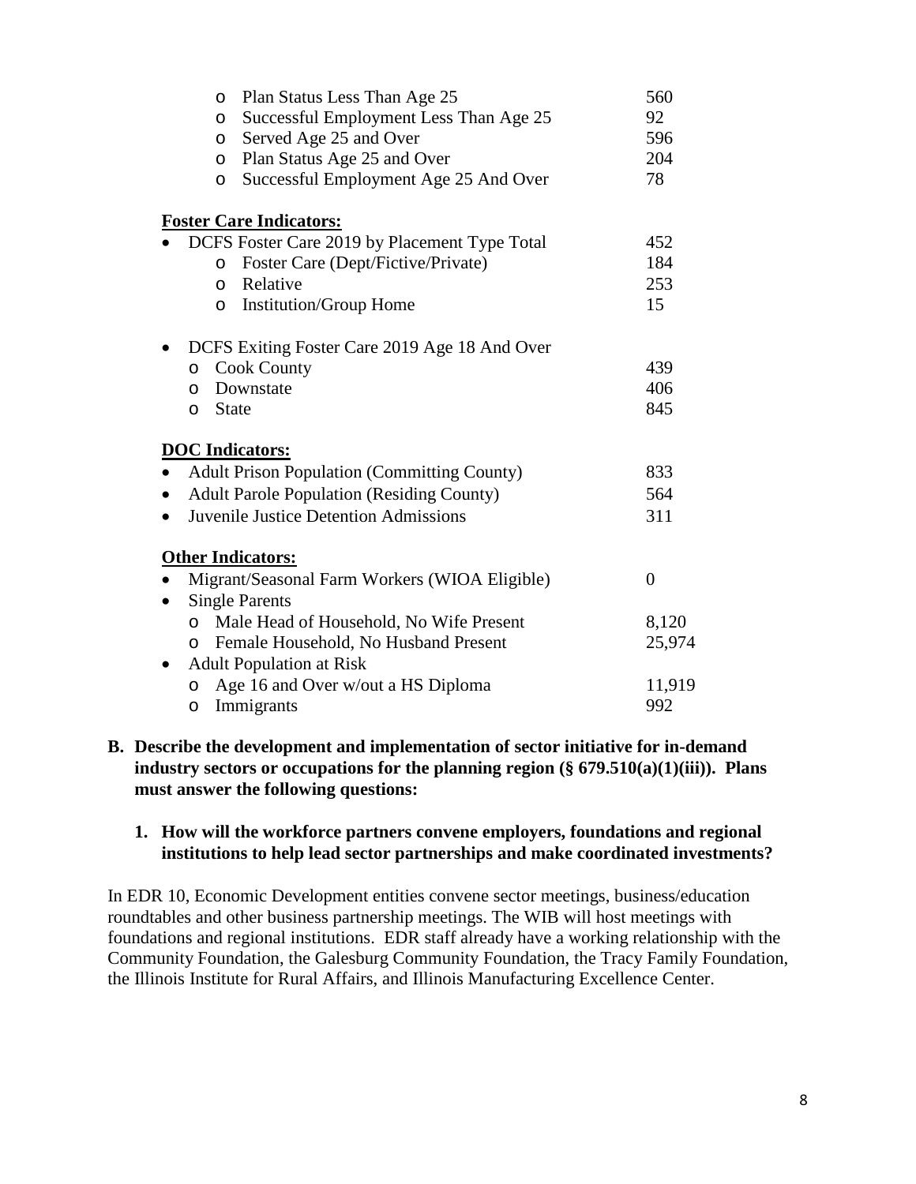- Plan Status Less Than Age 25 — 560
- Successful Employment Less Than Age 25 — 92
- Served Age 25 and Over — 596
- Plan Status Age 25 and Over — 204
- Successful Employment Age 25 And Over — 78

**Foster Care Indicators:**

- DCFS Foster Care 2019 by Placement Type Total — 452
  - Foster Care (Dept/Fictive/Private) — 184
  - Relative — 253
  - Institution/Group Home — 15

- DCFS Exiting Foster Care 2019 Age 18 And Over
  - Cook County — 439
  - Downstate — 406
  - State — 845

**DOC Indicators:**

- Adult Prison Population (Committing County) — 833
- Adult Parole Population (Residing County) — 564
- Juvenile Justice Detention Admissions — 311

**Other Indicators:**

- Migrant/Seasonal Farm Workers (WIOA Eligible) — 0
- Single Parents
  - Male Head of Household, No Wife Present — 8,120
  - Female Household, No Husband Present — 25,974
- Adult Population at Risk
  - Age 16 and Over w/out a HS Diploma — 11,919
  - Immigrants — 992

**B. Describe the development and implementation of sector initiative for in-demand industry sectors or occupations for the planning region (§ 679.510(a)(1)(iii)). Plans must answer the following questions:**

**1. How will the workforce partners convene employers, foundations and regional institutions to help lead sector partnerships and make coordinated investments?**

In EDR 10, Economic Development entities convene sector meetings, business/education roundtables and other business partnership meetings. The WIB will host meetings with foundations and regional institutions. EDR staff already have a working relationship with the Community Foundation, the Galesburg Community Foundation, the Tracy Family Foundation, the Illinois Institute for Rural Affairs, and Illinois Manufacturing Excellence Center.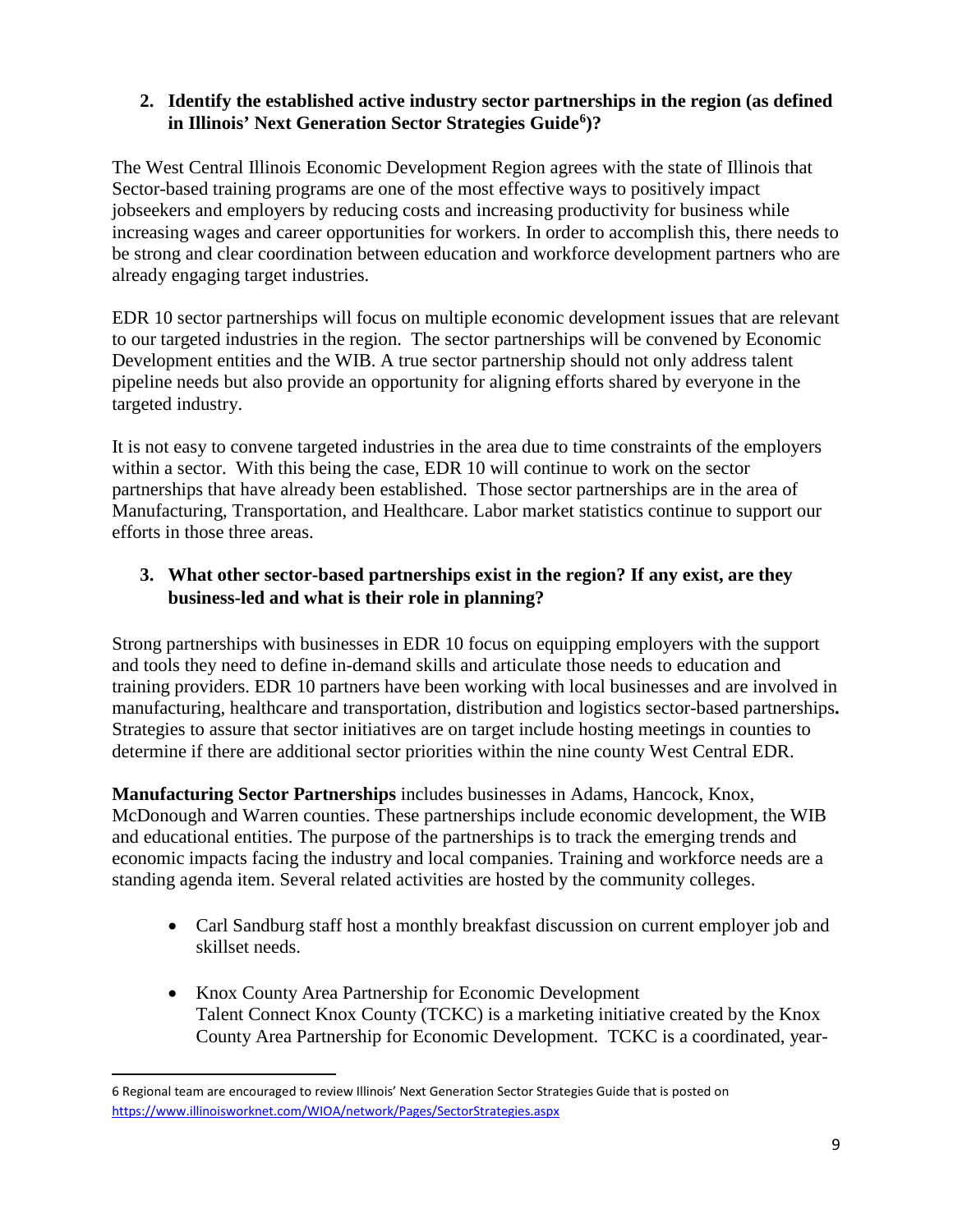**2. Identify the established active industry sector partnerships in the region (as defined in Illinois' Next Generation Sector Strategies Guide[6])?**

The West Central Illinois Economic Development Region agrees with the state of Illinois that Sector-based training programs are one of the most effective ways to positively impact jobseekers and employers by reducing costs and increasing productivity for business while increasing wages and career opportunities for workers. In order to accomplish this, there needs to be strong and clear coordination between education and workforce development partners who are already engaging target industries.

EDR 10 sector partnerships will focus on multiple economic development issues that are relevant to our targeted industries in the region. The sector partnerships will be convened by Economic Development entities and the WIB. A true sector partnership should not only address talent pipeline needs but also provide an opportunity for aligning efforts shared by everyone in the targeted industry.

It is not easy to convene targeted industries in the area due to time constraints of the employers within a sector. With this being the case, EDR 10 will continue to work on the sector partnerships that have already been established. Those sector partnerships are in the area of Manufacturing, Transportation, and Healthcare. Labor market statistics continue to support our efforts in those three areas.

**3. What other sector-based partnerships exist in the region? If any exist, are they business-led and what is their role in planning?**

Strong partnerships with businesses in EDR 10 focus on equipping employers with the support and tools they need to define in-demand skills and articulate those needs to education and training providers. EDR 10 partners have been working with local businesses and are involved in manufacturing, healthcare and transportation, distribution and logistics sector-based partnerships**.** Strategies to assure that sector initiatives are on target include hosting meetings in counties to determine if there are additional sector priorities within the nine county West Central EDR.

**Manufacturing Sector Partnerships** includes businesses in Adams, Hancock, Knox, McDonough and Warren counties. These partnerships include economic development, the WIB and educational entities. The purpose of the partnerships is to track the emerging trends and economic impacts facing the industry and local companies. Training and workforce needs are a standing agenda item. Several related activities are hosted by the community colleges.

- Carl Sandburg staff host a monthly breakfast discussion on current employer job and skillset needs.
- Knox County Area Partnership for Economic Development
  Talent Connect Knox County (TCKC) is a marketing initiative created by the Knox County Area Partnership for Economic Development. TCKC is a coordinated, year-

---

[6] Regional team are encouraged to review Illinois' Next Generation Sector Strategies Guide that is posted on https://www.illinoisworknet.com/WIOA/network/Pages/SectorStrategies.aspx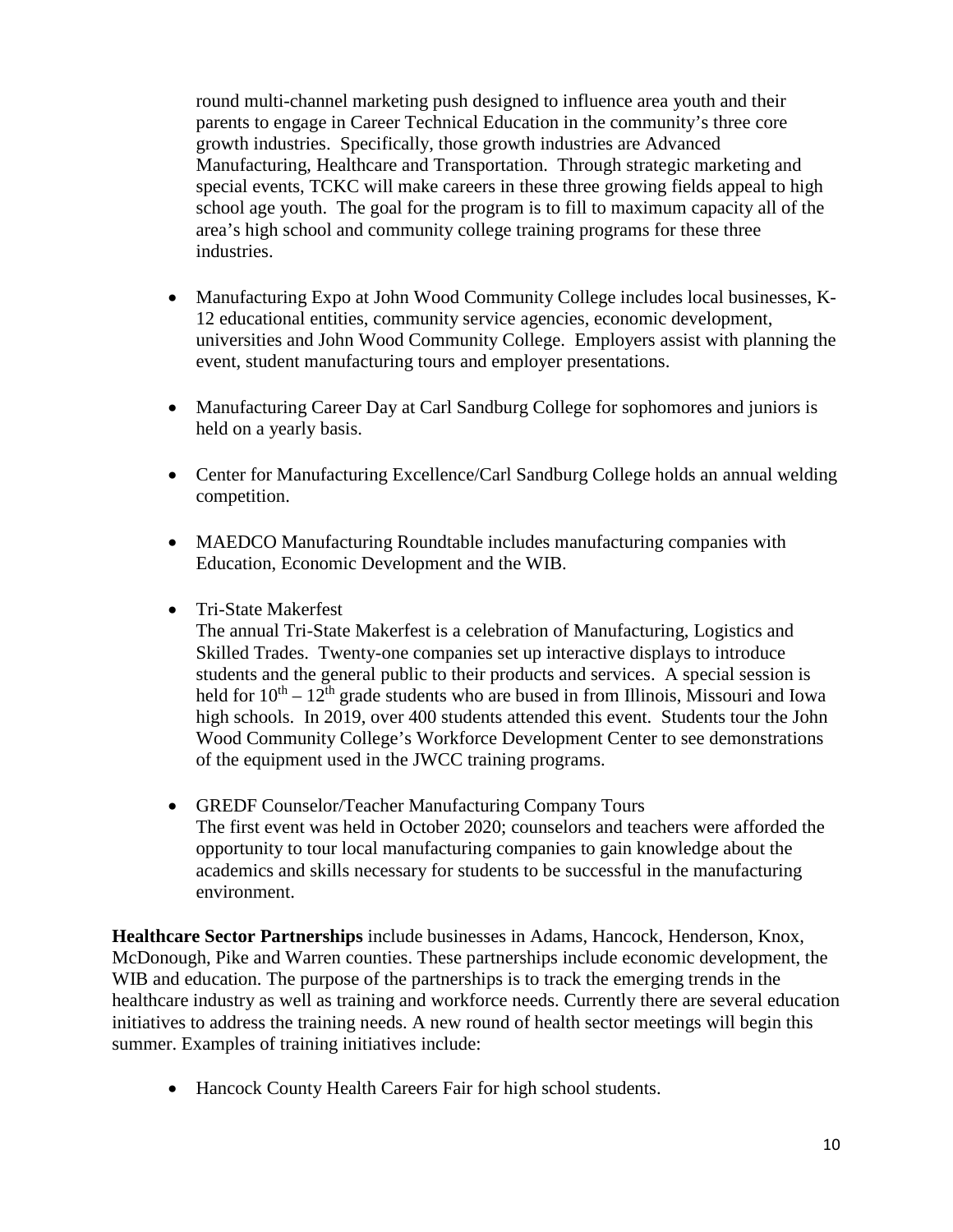round multi-channel marketing push designed to influence area youth and their parents to engage in Career Technical Education in the community's three core growth industries. Specifically, those growth industries are Advanced Manufacturing, Healthcare and Transportation. Through strategic marketing and special events, TCKC will make careers in these three growing fields appeal to high school age youth. The goal for the program is to fill to maximum capacity all of the area's high school and community college training programs for these three industries.

- Manufacturing Expo at John Wood Community College includes local businesses, K-12 educational entities, community service agencies, economic development, universities and John Wood Community College. Employers assist with planning the event, student manufacturing tours and employer presentations.

- Manufacturing Career Day at Carl Sandburg College for sophomores and juniors is held on a yearly basis.

- Center for Manufacturing Excellence/Carl Sandburg College holds an annual welding competition.

- MAEDCO Manufacturing Roundtable includes manufacturing companies with Education, Economic Development and the WIB.

- Tri-State Makerfest
  The annual Tri-State Makerfest is a celebration of Manufacturing, Logistics and Skilled Trades. Twenty-one companies set up interactive displays to introduce students and the general public to their products and services. A special session is held for $10^{th}$ – $12^{th}$ grade students who are bused in from Illinois, Missouri and Iowa high schools. In 2019, over 400 students attended this event. Students tour the John Wood Community College's Workforce Development Center to see demonstrations of the equipment used in the JWCC training programs.

- GREDF Counselor/Teacher Manufacturing Company Tours
  The first event was held in October 2020; counselors and teachers were afforded the opportunity to tour local manufacturing companies to gain knowledge about the academics and skills necessary for students to be successful in the manufacturing environment.

**Healthcare Sector Partnerships** include businesses in Adams, Hancock, Henderson, Knox, McDonough, Pike and Warren counties. These partnerships include economic development, the WIB and education. The purpose of the partnerships is to track the emerging trends in the healthcare industry as well as training and workforce needs. Currently there are several education initiatives to address the training needs. A new round of health sector meetings will begin this summer. Examples of training initiatives include:

- Hancock County Health Careers Fair for high school students.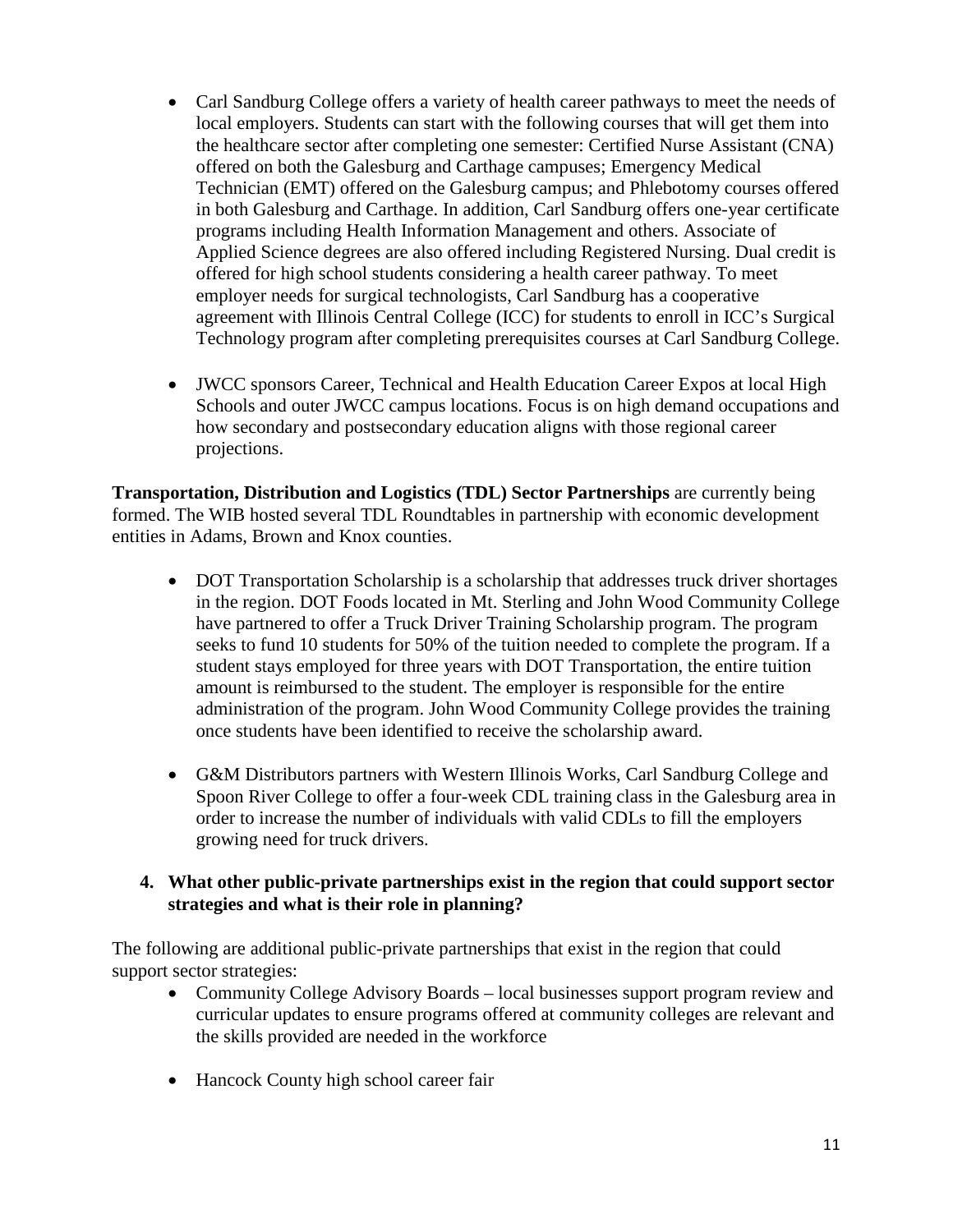- Carl Sandburg College offers a variety of health career pathways to meet the needs of local employers. Students can start with the following courses that will get them into the healthcare sector after completing one semester: Certified Nurse Assistant (CNA) offered on both the Galesburg and Carthage campuses; Emergency Medical Technician (EMT) offered on the Galesburg campus; and Phlebotomy courses offered in both Galesburg and Carthage. In addition, Carl Sandburg offers one-year certificate programs including Health Information Management and others. Associate of Applied Science degrees are also offered including Registered Nursing. Dual credit is offered for high school students considering a health career pathway. To meet employer needs for surgical technologists, Carl Sandburg has a cooperative agreement with Illinois Central College (ICC) for students to enroll in ICC's Surgical Technology program after completing prerequisites courses at Carl Sandburg College.

- JWCC sponsors Career, Technical and Health Education Career Expos at local High Schools and outer JWCC campus locations. Focus is on high demand occupations and how secondary and postsecondary education aligns with those regional career projections.

**Transportation, Distribution and Logistics (TDL) Sector Partnerships** are currently being formed. The WIB hosted several TDL Roundtables in partnership with economic development entities in Adams, Brown and Knox counties.

- DOT Transportation Scholarship is a scholarship that addresses truck driver shortages in the region. DOT Foods located in Mt. Sterling and John Wood Community College have partnered to offer a Truck Driver Training Scholarship program. The program seeks to fund 10 students for 50% of the tuition needed to complete the program. If a student stays employed for three years with DOT Transportation, the entire tuition amount is reimbursed to the student. The employer is responsible for the entire administration of the program. John Wood Community College provides the training once students have been identified to receive the scholarship award.

- G&M Distributors partners with Western Illinois Works, Carl Sandburg College and Spoon River College to offer a four-week CDL training class in the Galesburg area in order to increase the number of individuals with valid CDLs to fill the employers growing need for truck drivers.

**4. What other public-private partnerships exist in the region that could support sector strategies and what is their role in planning?**

The following are additional public-private partnerships that exist in the region that could support sector strategies:

- Community College Advisory Boards – local businesses support program review and curricular updates to ensure programs offered at community colleges are relevant and the skills provided are needed in the workforce

- Hancock County high school career fair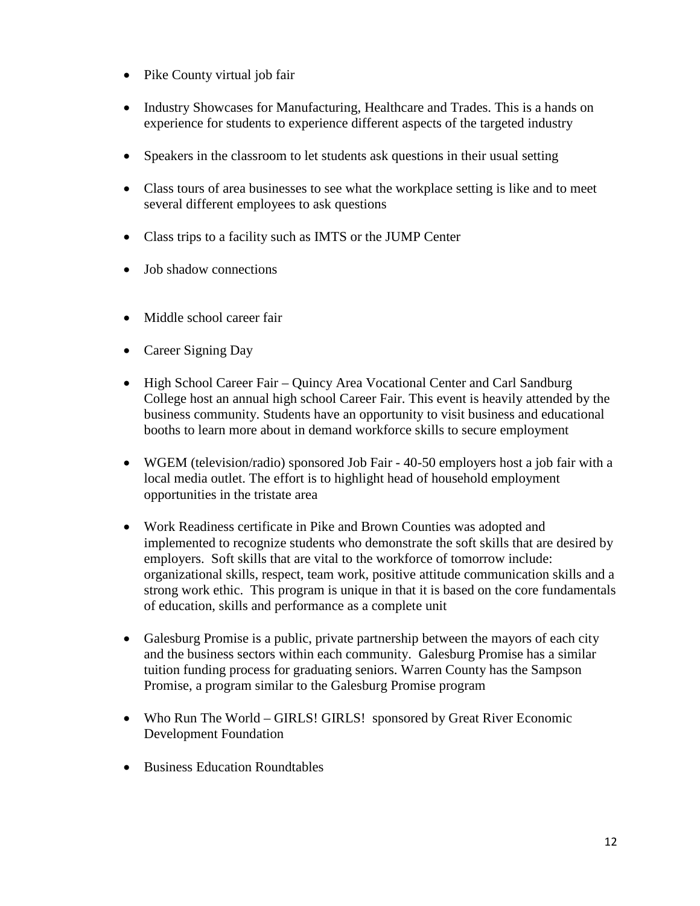- Pike County virtual job fair
- Industry Showcases for Manufacturing, Healthcare and Trades. This is a hands on experience for students to experience different aspects of the targeted industry
- Speakers in the classroom to let students ask questions in their usual setting
- Class tours of area businesses to see what the workplace setting is like and to meet several different employees to ask questions
- Class trips to a facility such as IMTS or the JUMP Center
- Job shadow connections
- Middle school career fair
- Career Signing Day
- High School Career Fair – Quincy Area Vocational Center and Carl Sandburg College host an annual high school Career Fair. This event is heavily attended by the business community. Students have an opportunity to visit business and educational booths to learn more about in demand workforce skills to secure employment
- WGEM (television/radio) sponsored Job Fair - 40-50 employers host a job fair with a local media outlet. The effort is to highlight head of household employment opportunities in the tristate area
- Work Readiness certificate in Pike and Brown Counties was adopted and implemented to recognize students who demonstrate the soft skills that are desired by employers. Soft skills that are vital to the workforce of tomorrow include: organizational skills, respect, team work, positive attitude communication skills and a strong work ethic. This program is unique in that it is based on the core fundamentals of education, skills and performance as a complete unit
- Galesburg Promise is a public, private partnership between the mayors of each city and the business sectors within each community. Galesburg Promise has a similar tuition funding process for graduating seniors. Warren County has the Sampson Promise, a program similar to the Galesburg Promise program
- Who Run The World – GIRLS! GIRLS! sponsored by Great River Economic Development Foundation
- Business Education Roundtables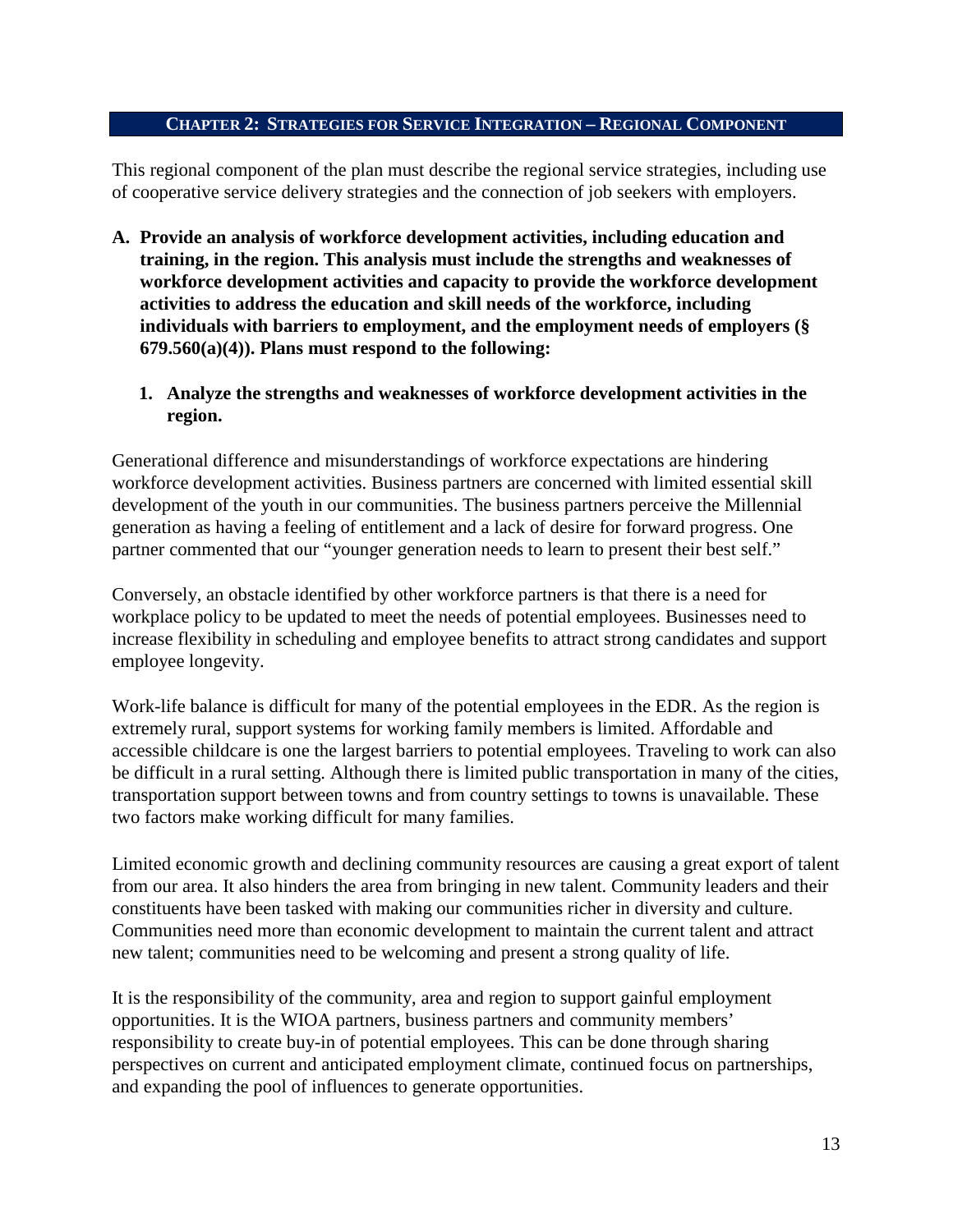## CHAPTER 2: STRATEGIES FOR SERVICE INTEGRATION – REGIONAL COMPONENT

This regional component of the plan must describe the regional service strategies, including use of cooperative service delivery strategies and the connection of job seekers with employers.

**A. Provide an analysis of workforce development activities, including education and training, in the region. This analysis must include the strengths and weaknesses of workforce development activities and capacity to provide the workforce development activities to address the education and skill needs of the workforce, including individuals with barriers to employment, and the employment needs of employers (§ 679.560(a)(4)). Plans must respond to the following:**

**1. Analyze the strengths and weaknesses of workforce development activities in the region.**

Generational difference and misunderstandings of workforce expectations are hindering workforce development activities. Business partners are concerned with limited essential skill development of the youth in our communities. The business partners perceive the Millennial generation as having a feeling of entitlement and a lack of desire for forward progress. One partner commented that our "younger generation needs to learn to present their best self."

Conversely, an obstacle identified by other workforce partners is that there is a need for workplace policy to be updated to meet the needs of potential employees. Businesses need to increase flexibility in scheduling and employee benefits to attract strong candidates and support employee longevity.

Work-life balance is difficult for many of the potential employees in the EDR. As the region is extremely rural, support systems for working family members is limited. Affordable and accessible childcare is one the largest barriers to potential employees. Traveling to work can also be difficult in a rural setting. Although there is limited public transportation in many of the cities, transportation support between towns and from country settings to towns is unavailable. These two factors make working difficult for many families.

Limited economic growth and declining community resources are causing a great export of talent from our area. It also hinders the area from bringing in new talent. Community leaders and their constituents have been tasked with making our communities richer in diversity and culture. Communities need more than economic development to maintain the current talent and attract new talent; communities need to be welcoming and present a strong quality of life.

It is the responsibility of the community, area and region to support gainful employment opportunities. It is the WIOA partners, business partners and community members' responsibility to create buy-in of potential employees. This can be done through sharing perspectives on current and anticipated employment climate, continued focus on partnerships, and expanding the pool of influences to generate opportunities.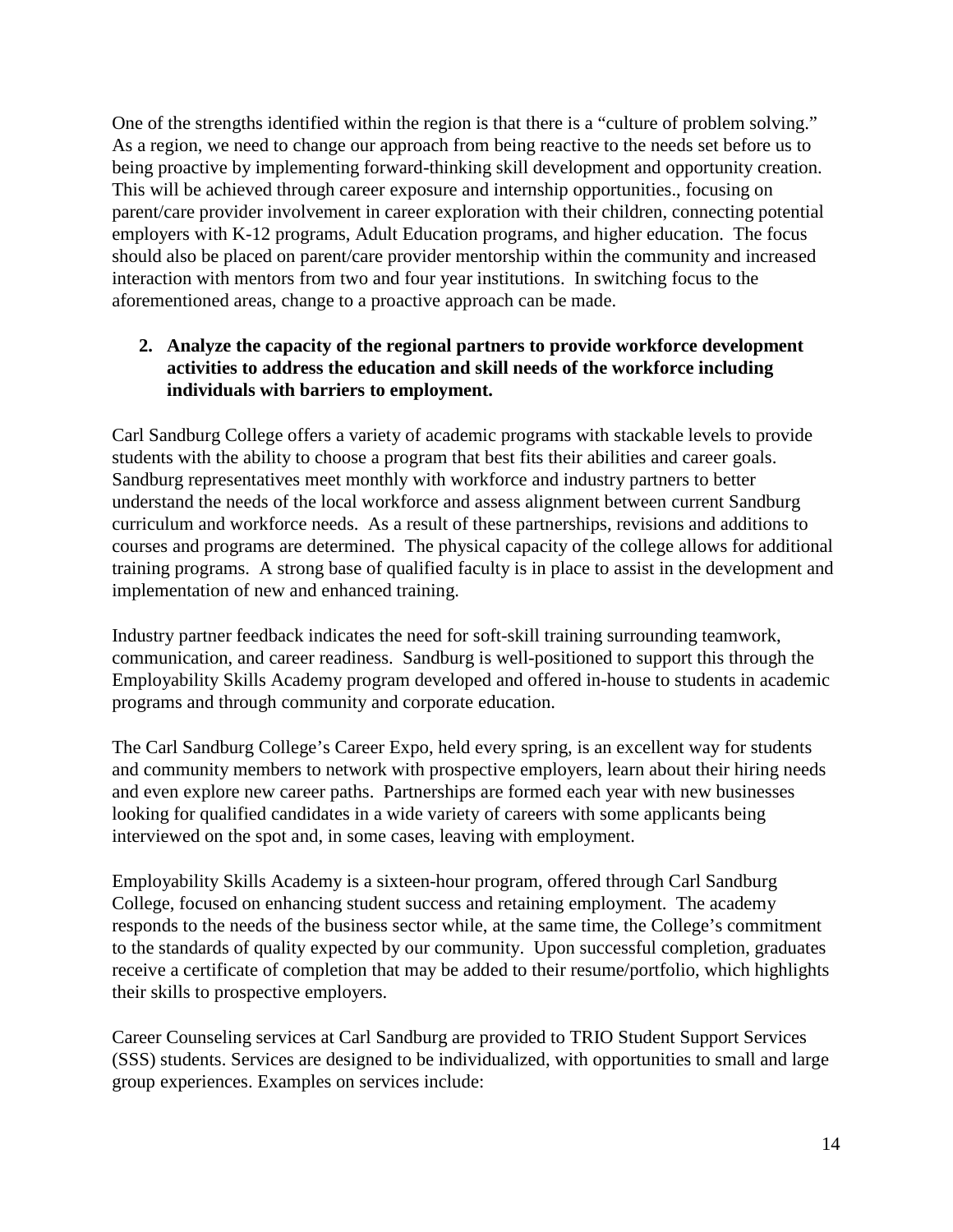One of the strengths identified within the region is that there is a "culture of problem solving." As a region, we need to change our approach from being reactive to the needs set before us to being proactive by implementing forward-thinking skill development and opportunity creation. This will be achieved through career exposure and internship opportunities., focusing on parent/care provider involvement in career exploration with their children, connecting potential employers with K-12 programs, Adult Education programs, and higher education. The focus should also be placed on parent/care provider mentorship within the community and increased interaction with mentors from two and four year institutions. In switching focus to the aforementioned areas, change to a proactive approach can be made.

2. **Analyze the capacity of the regional partners to provide workforce development activities to address the education and skill needs of the workforce including individuals with barriers to employment.**

Carl Sandburg College offers a variety of academic programs with stackable levels to provide students with the ability to choose a program that best fits their abilities and career goals. Sandburg representatives meet monthly with workforce and industry partners to better understand the needs of the local workforce and assess alignment between current Sandburg curriculum and workforce needs. As a result of these partnerships, revisions and additions to courses and programs are determined. The physical capacity of the college allows for additional training programs. A strong base of qualified faculty is in place to assist in the development and implementation of new and enhanced training.

Industry partner feedback indicates the need for soft-skill training surrounding teamwork, communication, and career readiness. Sandburg is well-positioned to support this through the Employability Skills Academy program developed and offered in-house to students in academic programs and through community and corporate education.

The Carl Sandburg College's Career Expo, held every spring, is an excellent way for students and community members to network with prospective employers, learn about their hiring needs and even explore new career paths. Partnerships are formed each year with new businesses looking for qualified candidates in a wide variety of careers with some applicants being interviewed on the spot and, in some cases, leaving with employment.

Employability Skills Academy is a sixteen-hour program, offered through Carl Sandburg College, focused on enhancing student success and retaining employment. The academy responds to the needs of the business sector while, at the same time, the College's commitment to the standards of quality expected by our community. Upon successful completion, graduates receive a certificate of completion that may be added to their resume/portfolio, which highlights their skills to prospective employers.

Career Counseling services at Carl Sandburg are provided to TRIO Student Support Services (SSS) students. Services are designed to be individualized, with opportunities to small and large group experiences. Examples on services include: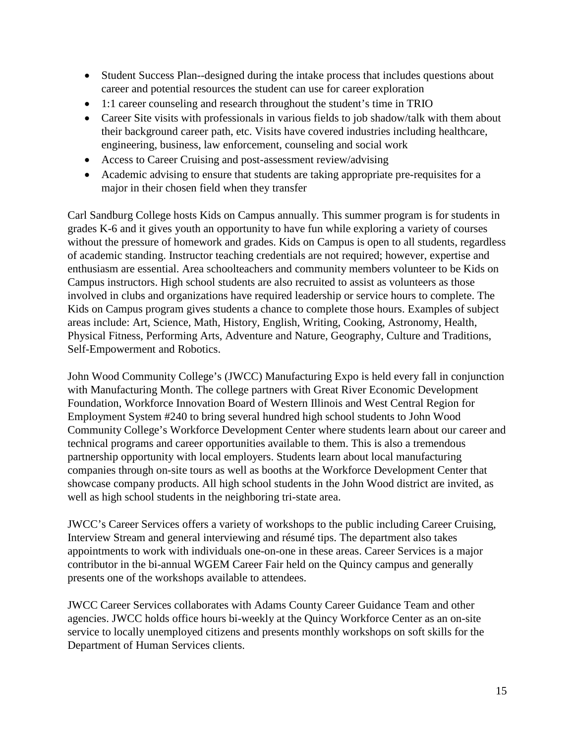- Student Success Plan--designed during the intake process that includes questions about career and potential resources the student can use for career exploration
- 1:1 career counseling and research throughout the student's time in TRIO
- Career Site visits with professionals in various fields to job shadow/talk with them about their background career path, etc. Visits have covered industries including healthcare, engineering, business, law enforcement, counseling and social work
- Access to Career Cruising and post-assessment review/advising
- Academic advising to ensure that students are taking appropriate pre-requisites for a major in their chosen field when they transfer

Carl Sandburg College hosts Kids on Campus annually. This summer program is for students in grades K-6 and it gives youth an opportunity to have fun while exploring a variety of courses without the pressure of homework and grades. Kids on Campus is open to all students, regardless of academic standing. Instructor teaching credentials are not required; however, expertise and enthusiasm are essential. Area schoolteachers and community members volunteer to be Kids on Campus instructors. High school students are also recruited to assist as volunteers as those involved in clubs and organizations have required leadership or service hours to complete. The Kids on Campus program gives students a chance to complete those hours. Examples of subject areas include: Art, Science, Math, History, English, Writing, Cooking, Astronomy, Health, Physical Fitness, Performing Arts, Adventure and Nature, Geography, Culture and Traditions, Self-Empowerment and Robotics.

John Wood Community College's (JWCC) Manufacturing Expo is held every fall in conjunction with Manufacturing Month. The college partners with Great River Economic Development Foundation, Workforce Innovation Board of Western Illinois and West Central Region for Employment System #240 to bring several hundred high school students to John Wood Community College's Workforce Development Center where students learn about our career and technical programs and career opportunities available to them. This is also a tremendous partnership opportunity with local employers. Students learn about local manufacturing companies through on-site tours as well as booths at the Workforce Development Center that showcase company products. All high school students in the John Wood district are invited, as well as high school students in the neighboring tri-state area.

JWCC's Career Services offers a variety of workshops to the public including Career Cruising, Interview Stream and general interviewing and résumé tips. The department also takes appointments to work with individuals one-on-one in these areas. Career Services is a major contributor in the bi-annual WGEM Career Fair held on the Quincy campus and generally presents one of the workshops available to attendees.

JWCC Career Services collaborates with Adams County Career Guidance Team and other agencies. JWCC holds office hours bi-weekly at the Quincy Workforce Center as an on-site service to locally unemployed citizens and presents monthly workshops on soft skills for the Department of Human Services clients.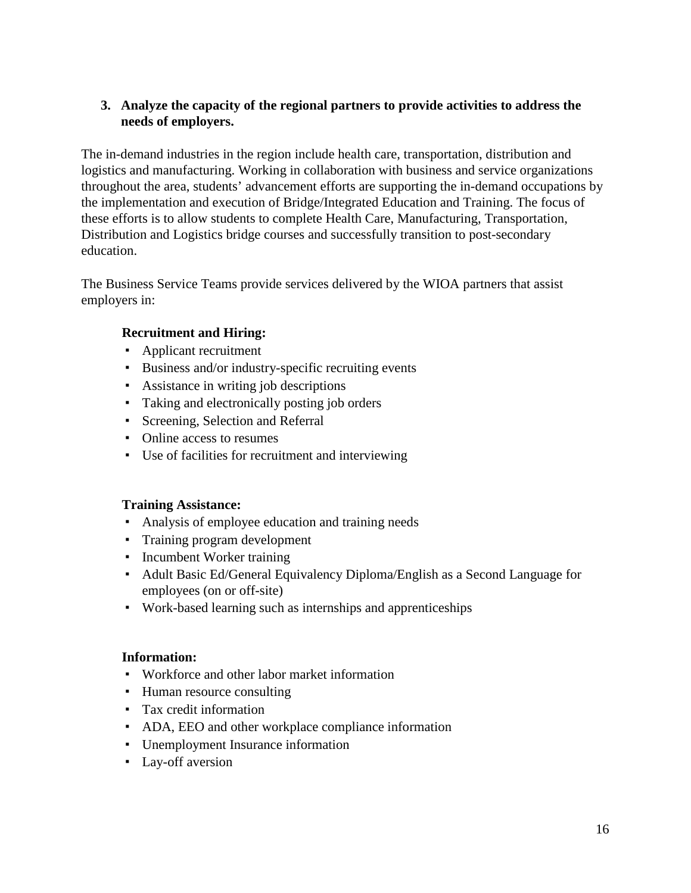**3. Analyze the capacity of the regional partners to provide activities to address the needs of employers.**

The in-demand industries in the region include health care, transportation, distribution and logistics and manufacturing. Working in collaboration with business and service organizations throughout the area, students' advancement efforts are supporting the in-demand occupations by the implementation and execution of Bridge/Integrated Education and Training. The focus of these efforts is to allow students to complete Health Care, Manufacturing, Transportation, Distribution and Logistics bridge courses and successfully transition to post-secondary education.

The Business Service Teams provide services delivered by the WIOA partners that assist employers in:

**Recruitment and Hiring:**

- Applicant recruitment
- Business and/or industry-specific recruiting events
- Assistance in writing job descriptions
- Taking and electronically posting job orders
- Screening, Selection and Referral
- Online access to resumes
- Use of facilities for recruitment and interviewing

**Training Assistance:**

- Analysis of employee education and training needs
- Training program development
- Incumbent Worker training
- Adult Basic Ed/General Equivalency Diploma/English as a Second Language for employees (on or off-site)
- Work-based learning such as internships and apprenticeships

**Information:**

- Workforce and other labor market information
- Human resource consulting
- Tax credit information
- ADA, EEO and other workplace compliance information
- Unemployment Insurance information
- Lay-off aversion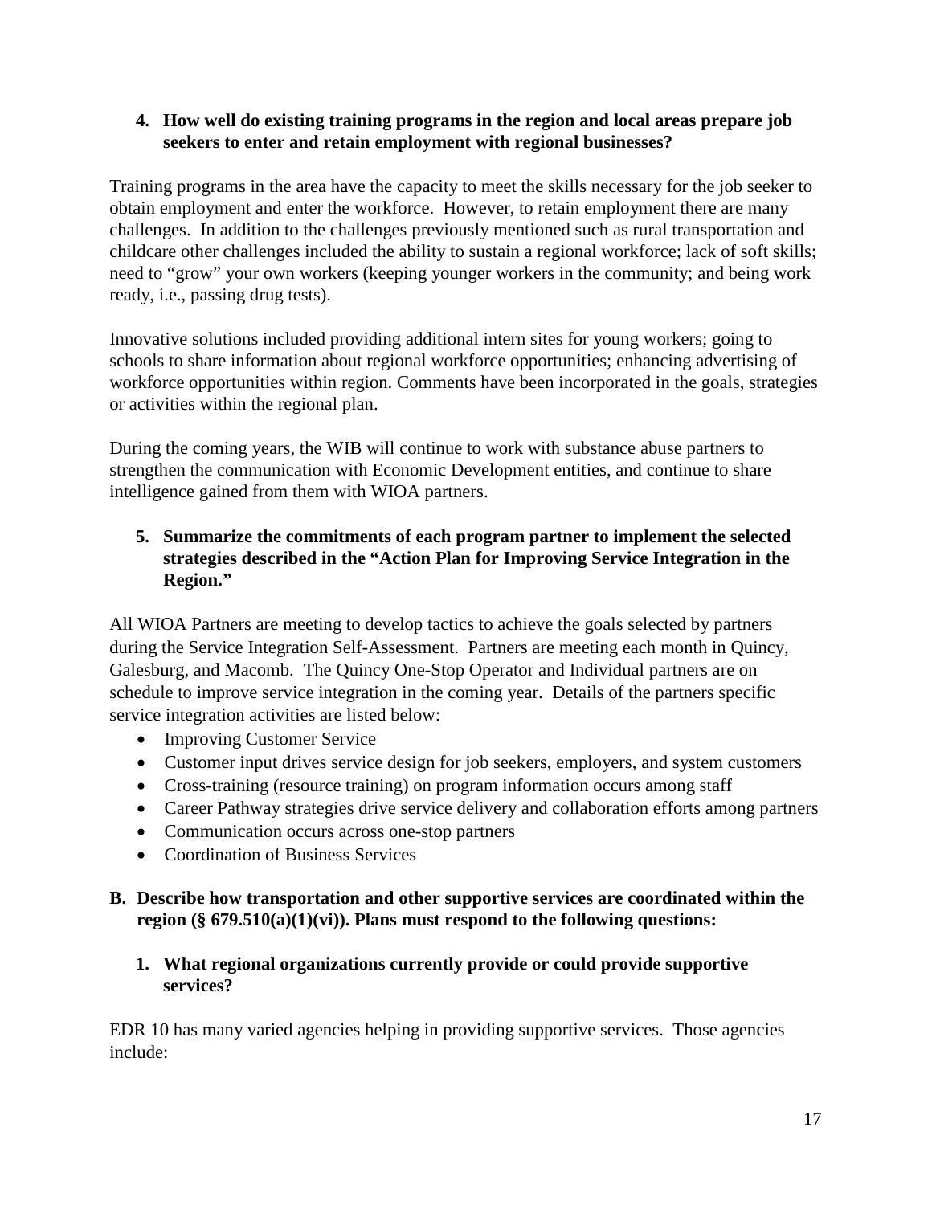**4. How well do existing training programs in the region and local areas prepare job seekers to enter and retain employment with regional businesses?**

Training programs in the area have the capacity to meet the skills necessary for the job seeker to obtain employment and enter the workforce. However, to retain employment there are many challenges. In addition to the challenges previously mentioned such as rural transportation and childcare other challenges included the ability to sustain a regional workforce; lack of soft skills; need to "grow" your own workers (keeping younger workers in the community; and being work ready, i.e., passing drug tests).

Innovative solutions included providing additional intern sites for young workers; going to schools to share information about regional workforce opportunities; enhancing advertising of workforce opportunities within region. Comments have been incorporated in the goals, strategies or activities within the regional plan.

During the coming years, the WIB will continue to work with substance abuse partners to strengthen the communication with Economic Development entities, and continue to share intelligence gained from them with WIOA partners.

**5. Summarize the commitments of each program partner to implement the selected strategies described in the "Action Plan for Improving Service Integration in the Region."**

All WIOA Partners are meeting to develop tactics to achieve the goals selected by partners during the Service Integration Self-Assessment. Partners are meeting each month in Quincy, Galesburg, and Macomb. The Quincy One-Stop Operator and Individual partners are on schedule to improve service integration in the coming year. Details of the partners specific service integration activities are listed below:

- Improving Customer Service
- Customer input drives service design for job seekers, employers, and system customers
- Cross-training (resource training) on program information occurs among staff
- Career Pathway strategies drive service delivery and collaboration efforts among partners
- Communication occurs across one-stop partners
- Coordination of Business Services

**B. Describe how transportation and other supportive services are coordinated within the region (§ 679.510(a)(1)(vi)). Plans must respond to the following questions:**

**1. What regional organizations currently provide or could provide supportive services?**

EDR 10 has many varied agencies helping in providing supportive services. Those agencies include: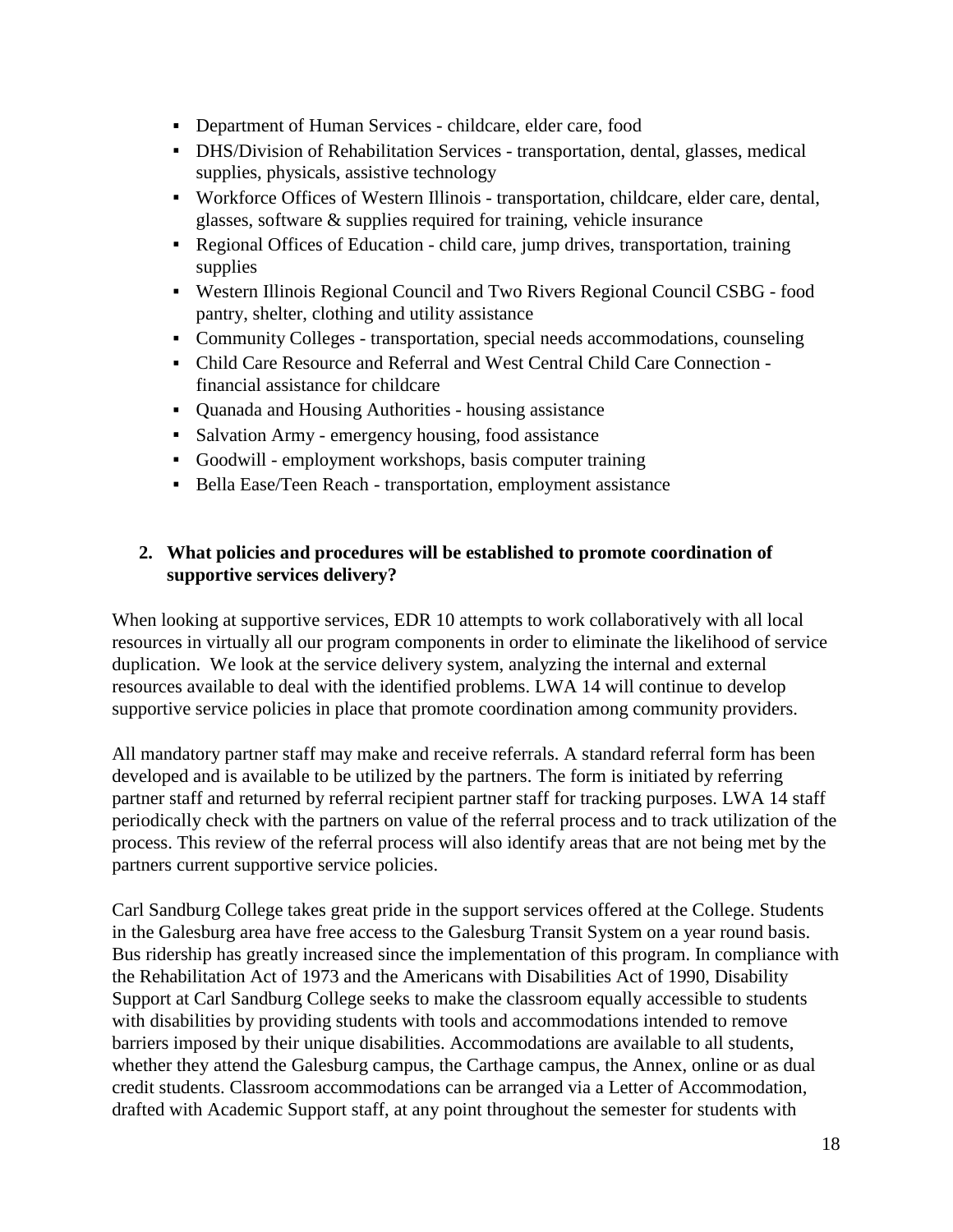- Department of Human Services - childcare, elder care, food
- DHS/Division of Rehabilitation Services - transportation, dental, glasses, medical supplies, physicals, assistive technology
- Workforce Offices of Western Illinois - transportation, childcare, elder care, dental, glasses, software & supplies required for training, vehicle insurance
- Regional Offices of Education - child care, jump drives, transportation, training supplies
- Western Illinois Regional Council and Two Rivers Regional Council CSBG - food pantry, shelter, clothing and utility assistance
- Community Colleges - transportation, special needs accommodations, counseling
- Child Care Resource and Referral and West Central Child Care Connection - financial assistance for childcare
- Quanada and Housing Authorities - housing assistance
- Salvation Army - emergency housing, food assistance
- Goodwill - employment workshops, basis computer training
- Bella Ease/Teen Reach - transportation, employment assistance

**2. What policies and procedures will be established to promote coordination of supportive services delivery?**

When looking at supportive services, EDR 10 attempts to work collaboratively with all local resources in virtually all our program components in order to eliminate the likelihood of service duplication. We look at the service delivery system, analyzing the internal and external resources available to deal with the identified problems. LWA 14 will continue to develop supportive service policies in place that promote coordination among community providers.

All mandatory partner staff may make and receive referrals. A standard referral form has been developed and is available to be utilized by the partners. The form is initiated by referring partner staff and returned by referral recipient partner staff for tracking purposes. LWA 14 staff periodically check with the partners on value of the referral process and to track utilization of the process. This review of the referral process will also identify areas that are not being met by the partners current supportive service policies.

Carl Sandburg College takes great pride in the support services offered at the College. Students in the Galesburg area have free access to the Galesburg Transit System on a year round basis. Bus ridership has greatly increased since the implementation of this program. In compliance with the Rehabilitation Act of 1973 and the Americans with Disabilities Act of 1990, Disability Support at Carl Sandburg College seeks to make the classroom equally accessible to students with disabilities by providing students with tools and accommodations intended to remove barriers imposed by their unique disabilities. Accommodations are available to all students, whether they attend the Galesburg campus, the Carthage campus, the Annex, online or as dual credit students. Classroom accommodations can be arranged via a Letter of Accommodation, drafted with Academic Support staff, at any point throughout the semester for students with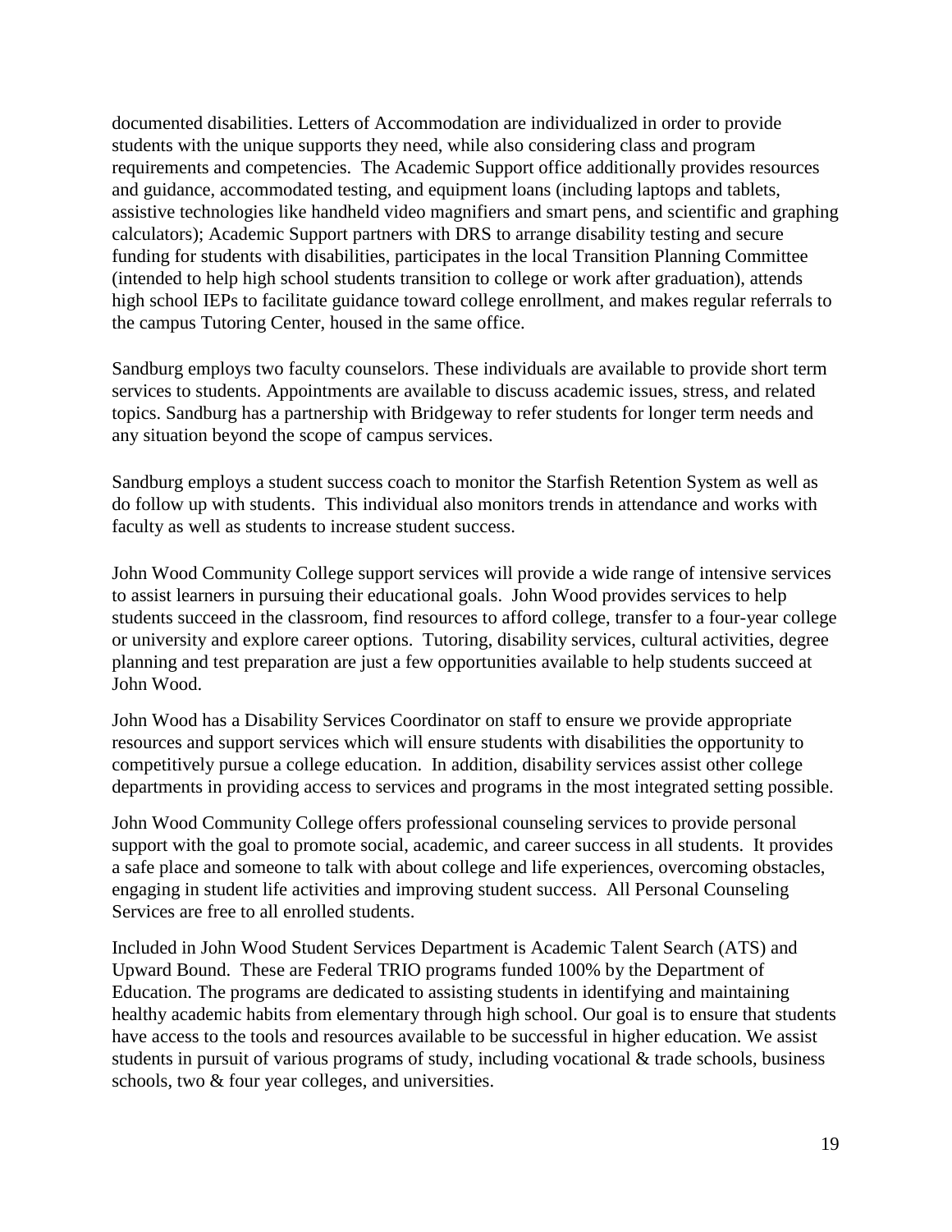documented disabilities. Letters of Accommodation are individualized in order to provide students with the unique supports they need, while also considering class and program requirements and competencies. The Academic Support office additionally provides resources and guidance, accommodated testing, and equipment loans (including laptops and tablets, assistive technologies like handheld video magnifiers and smart pens, and scientific and graphing calculators); Academic Support partners with DRS to arrange disability testing and secure funding for students with disabilities, participates in the local Transition Planning Committee (intended to help high school students transition to college or work after graduation), attends high school IEPs to facilitate guidance toward college enrollment, and makes regular referrals to the campus Tutoring Center, housed in the same office.

Sandburg employs two faculty counselors. These individuals are available to provide short term services to students. Appointments are available to discuss academic issues, stress, and related topics. Sandburg has a partnership with Bridgeway to refer students for longer term needs and any situation beyond the scope of campus services.

Sandburg employs a student success coach to monitor the Starfish Retention System as well as do follow up with students. This individual also monitors trends in attendance and works with faculty as well as students to increase student success.

John Wood Community College support services will provide a wide range of intensive services to assist learners in pursuing their educational goals. John Wood provides services to help students succeed in the classroom, find resources to afford college, transfer to a four-year college or university and explore career options. Tutoring, disability services, cultural activities, degree planning and test preparation are just a few opportunities available to help students succeed at John Wood.

John Wood has a Disability Services Coordinator on staff to ensure we provide appropriate resources and support services which will ensure students with disabilities the opportunity to competitively pursue a college education. In addition, disability services assist other college departments in providing access to services and programs in the most integrated setting possible.

John Wood Community College offers professional counseling services to provide personal support with the goal to promote social, academic, and career success in all students. It provides a safe place and someone to talk with about college and life experiences, overcoming obstacles, engaging in student life activities and improving student success. All Personal Counseling Services are free to all enrolled students.

Included in John Wood Student Services Department is Academic Talent Search (ATS) and Upward Bound. These are Federal TRIO programs funded 100% by the Department of Education. The programs are dedicated to assisting students in identifying and maintaining healthy academic habits from elementary through high school. Our goal is to ensure that students have access to the tools and resources available to be successful in higher education. We assist students in pursuit of various programs of study, including vocational & trade schools, business schools, two & four year colleges, and universities.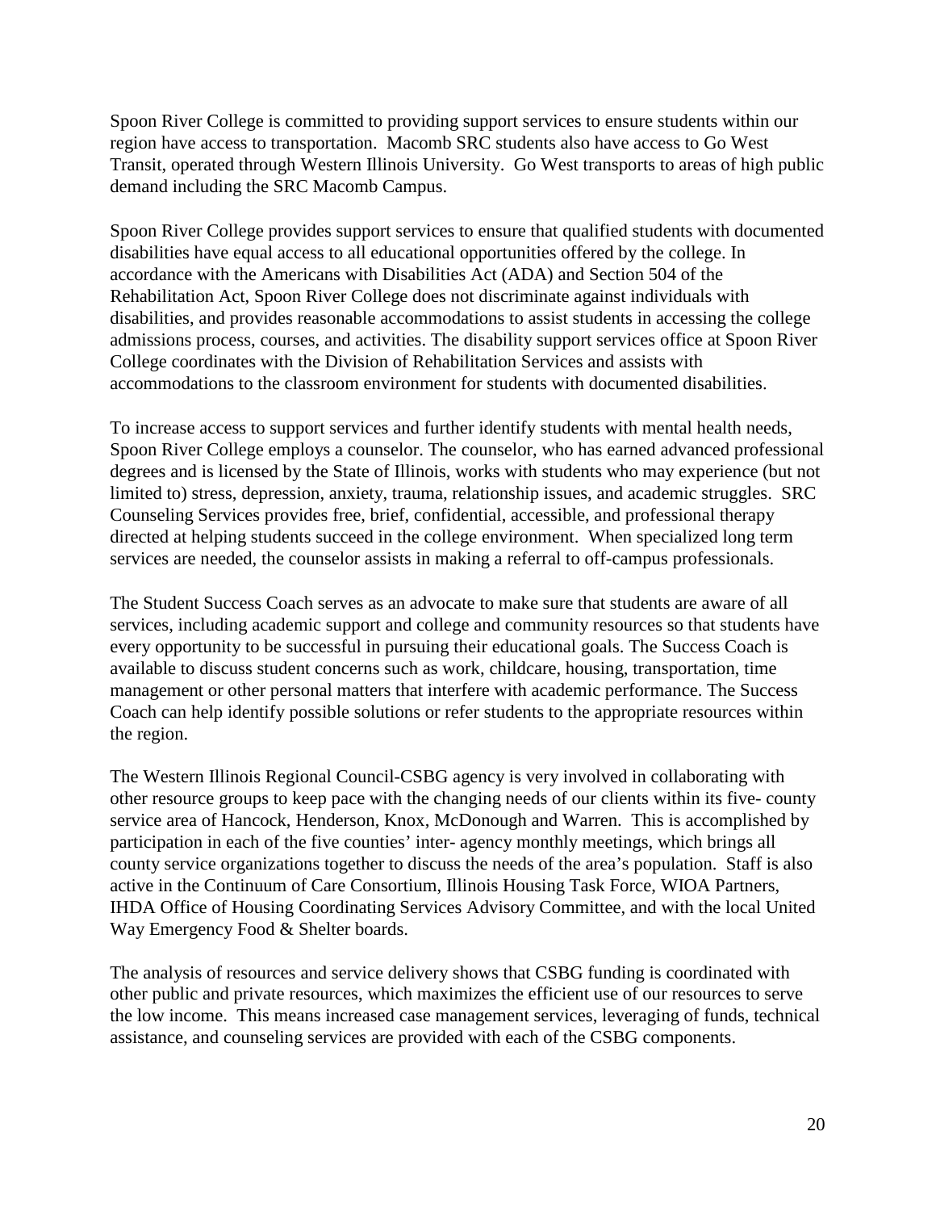Spoon River College is committed to providing support services to ensure students within our region have access to transportation. Macomb SRC students also have access to Go West Transit, operated through Western Illinois University. Go West transports to areas of high public demand including the SRC Macomb Campus.

Spoon River College provides support services to ensure that qualified students with documented disabilities have equal access to all educational opportunities offered by the college. In accordance with the Americans with Disabilities Act (ADA) and Section 504 of the Rehabilitation Act, Spoon River College does not discriminate against individuals with disabilities, and provides reasonable accommodations to assist students in accessing the college admissions process, courses, and activities. The disability support services office at Spoon River College coordinates with the Division of Rehabilitation Services and assists with accommodations to the classroom environment for students with documented disabilities.

To increase access to support services and further identify students with mental health needs, Spoon River College employs a counselor. The counselor, who has earned advanced professional degrees and is licensed by the State of Illinois, works with students who may experience (but not limited to) stress, depression, anxiety, trauma, relationship issues, and academic struggles. SRC Counseling Services provides free, brief, confidential, accessible, and professional therapy directed at helping students succeed in the college environment. When specialized long term services are needed, the counselor assists in making a referral to off-campus professionals.

The Student Success Coach serves as an advocate to make sure that students are aware of all services, including academic support and college and community resources so that students have every opportunity to be successful in pursuing their educational goals. The Success Coach is available to discuss student concerns such as work, childcare, housing, transportation, time management or other personal matters that interfere with academic performance. The Success Coach can help identify possible solutions or refer students to the appropriate resources within the region.

The Western Illinois Regional Council-CSBG agency is very involved in collaborating with other resource groups to keep pace with the changing needs of our clients within its five- county service area of Hancock, Henderson, Knox, McDonough and Warren. This is accomplished by participation in each of the five counties' inter- agency monthly meetings, which brings all county service organizations together to discuss the needs of the area's population. Staff is also active in the Continuum of Care Consortium, Illinois Housing Task Force, WIOA Partners, IHDA Office of Housing Coordinating Services Advisory Committee, and with the local United Way Emergency Food & Shelter boards.

The analysis of resources and service delivery shows that CSBG funding is coordinated with other public and private resources, which maximizes the efficient use of our resources to serve the low income. This means increased case management services, leveraging of funds, technical assistance, and counseling services are provided with each of the CSBG components.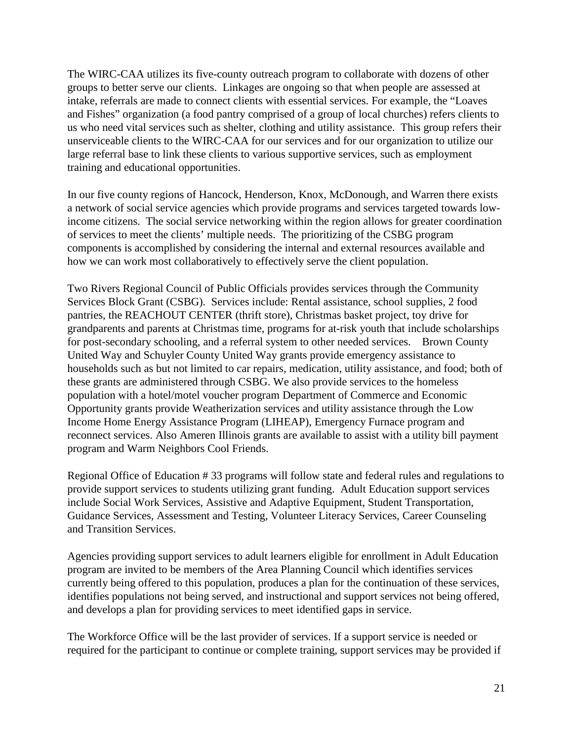The WIRC-CAA utilizes its five-county outreach program to collaborate with dozens of other groups to better serve our clients. Linkages are ongoing so that when people are assessed at intake, referrals are made to connect clients with essential services. For example, the "Loaves and Fishes" organization (a food pantry comprised of a group of local churches) refers clients to us who need vital services such as shelter, clothing and utility assistance. This group refers their unserviceable clients to the WIRC-CAA for our services and for our organization to utilize our large referral base to link these clients to various supportive services, such as employment training and educational opportunities.

In our five county regions of Hancock, Henderson, Knox, McDonough, and Warren there exists a network of social service agencies which provide programs and services targeted towards low-income citizens. The social service networking within the region allows for greater coordination of services to meet the clients' multiple needs. The prioritizing of the CSBG program components is accomplished by considering the internal and external resources available and how we can work most collaboratively to effectively serve the client population.

Two Rivers Regional Council of Public Officials provides services through the Community Services Block Grant (CSBG). Services include: Rental assistance, school supplies, 2 food pantries, the REACHOUT CENTER (thrift store), Christmas basket project, toy drive for grandparents and parents at Christmas time, programs for at-risk youth that include scholarships for post-secondary schooling, and a referral system to other needed services. Brown County United Way and Schuyler County United Way grants provide emergency assistance to households such as but not limited to car repairs, medication, utility assistance, and food; both of these grants are administered through CSBG. We also provide services to the homeless population with a hotel/motel voucher program Department of Commerce and Economic Opportunity grants provide Weatherization services and utility assistance through the Low Income Home Energy Assistance Program (LIHEAP), Emergency Furnace program and reconnect services. Also Ameren Illinois grants are available to assist with a utility bill payment program and Warm Neighbors Cool Friends.

Regional Office of Education # 33 programs will follow state and federal rules and regulations to provide support services to students utilizing grant funding. Adult Education support services include Social Work Services, Assistive and Adaptive Equipment, Student Transportation, Guidance Services, Assessment and Testing, Volunteer Literacy Services, Career Counseling and Transition Services.

Agencies providing support services to adult learners eligible for enrollment in Adult Education program are invited to be members of the Area Planning Council which identifies services currently being offered to this population, produces a plan for the continuation of these services, identifies populations not being served, and instructional and support services not being offered, and develops a plan for providing services to meet identified gaps in service.

The Workforce Office will be the last provider of services. If a support service is needed or required for the participant to continue or complete training, support services may be provided if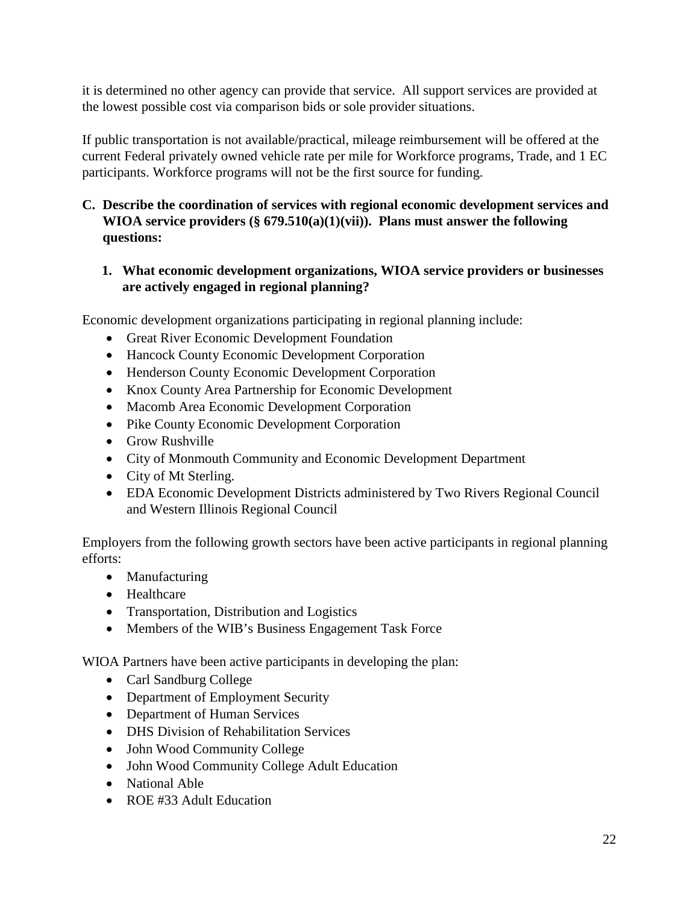it is determined no other agency can provide that service. All support services are provided at the lowest possible cost via comparison bids or sole provider situations.

If public transportation is not available/practical, mileage reimbursement will be offered at the current Federal privately owned vehicle rate per mile for Workforce programs, Trade, and 1 EC participants. Workforce programs will not be the first source for funding.

**C. Describe the coordination of services with regional economic development services and WIOA service providers (§ 679.510(a)(1)(vii)). Plans must answer the following questions:**

**1. What economic development organizations, WIOA service providers or businesses are actively engaged in regional planning?**

Economic development organizations participating in regional planning include:

- Great River Economic Development Foundation
- Hancock County Economic Development Corporation
- Henderson County Economic Development Corporation
- Knox County Area Partnership for Economic Development
- Macomb Area Economic Development Corporation
- Pike County Economic Development Corporation
- Grow Rushville
- City of Monmouth Community and Economic Development Department
- City of Mt Sterling.
- EDA Economic Development Districts administered by Two Rivers Regional Council and Western Illinois Regional Council

Employers from the following growth sectors have been active participants in regional planning efforts:

- Manufacturing
- Healthcare
- Transportation, Distribution and Logistics
- Members of the WIB's Business Engagement Task Force

WIOA Partners have been active participants in developing the plan:

- Carl Sandburg College
- Department of Employment Security
- Department of Human Services
- DHS Division of Rehabilitation Services
- John Wood Community College
- John Wood Community College Adult Education
- National Able
- ROE #33 Adult Education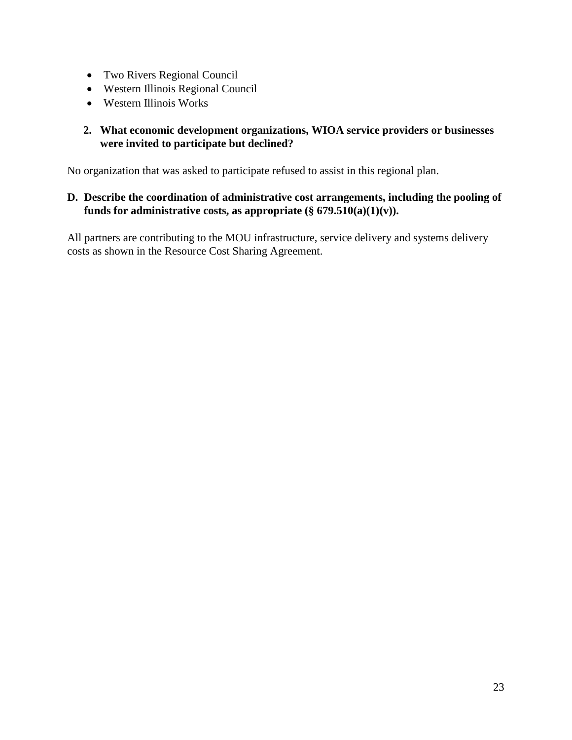- Two Rivers Regional Council
- Western Illinois Regional Council
- Western Illinois Works

**2. What economic development organizations, WIOA service providers or businesses were invited to participate but declined?**

No organization that was asked to participate refused to assist in this regional plan.

**D. Describe the coordination of administrative cost arrangements, including the pooling of funds for administrative costs, as appropriate (§ 679.510(a)(1)(v)).**

All partners are contributing to the MOU infrastructure, service delivery and systems delivery costs as shown in the Resource Cost Sharing Agreement.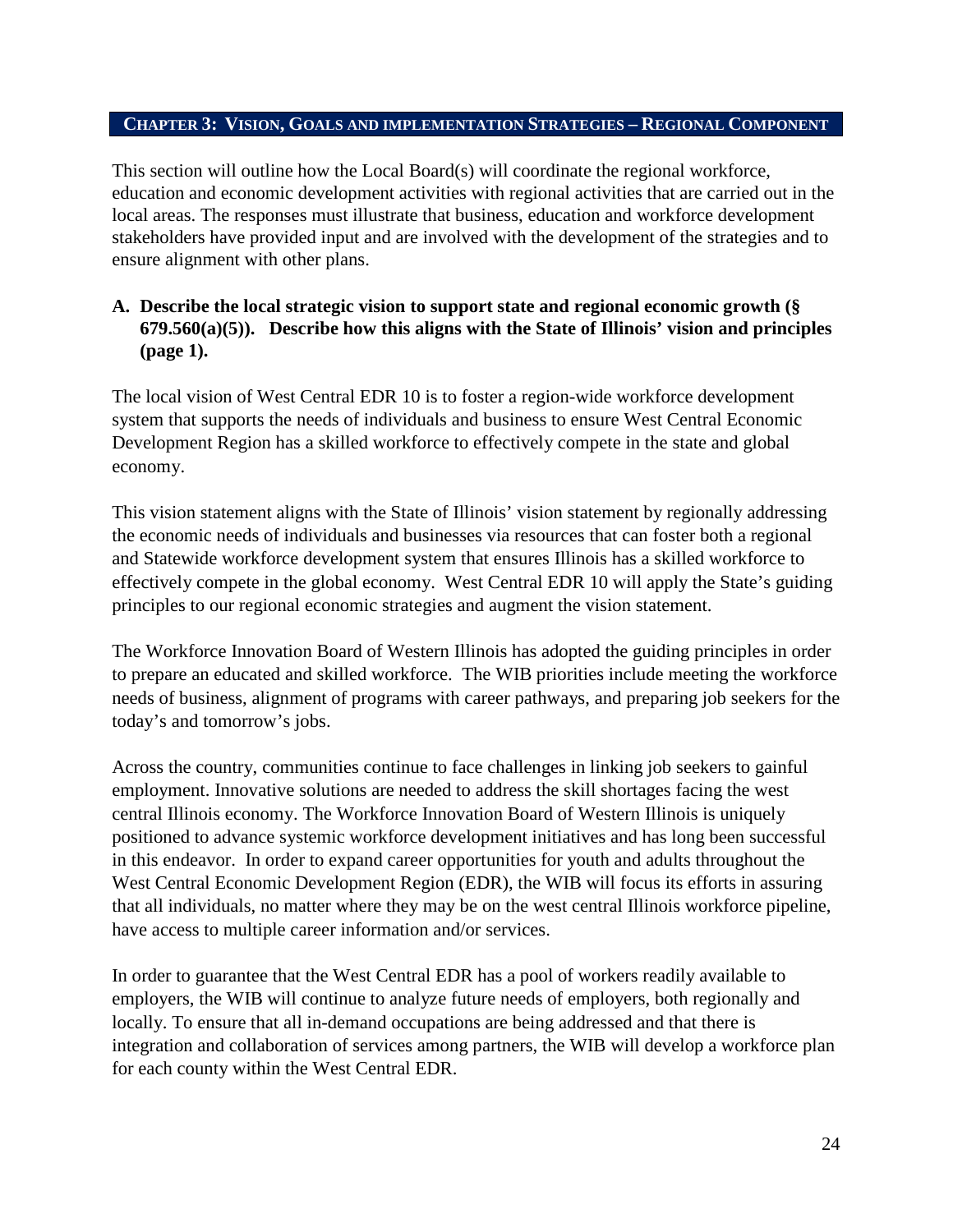## Chapter 3: Vision, Goals and Implementation Strategies – Regional Component

This section will outline how the Local Board(s) will coordinate the regional workforce, education and economic development activities with regional activities that are carried out in the local areas. The responses must illustrate that business, education and workforce development stakeholders have provided input and are involved with the development of the strategies and to ensure alignment with other plans.

**A. Describe the local strategic vision to support state and regional economic growth (§ 679.560(a)(5)). Describe how this aligns with the State of Illinois' vision and principles (page 1).**

The local vision of West Central EDR 10 is to foster a region-wide workforce development system that supports the needs of individuals and business to ensure West Central Economic Development Region has a skilled workforce to effectively compete in the state and global economy.

This vision statement aligns with the State of Illinois' vision statement by regionally addressing the economic needs of individuals and businesses via resources that can foster both a regional and Statewide workforce development system that ensures Illinois has a skilled workforce to effectively compete in the global economy. West Central EDR 10 will apply the State's guiding principles to our regional economic strategies and augment the vision statement.

The Workforce Innovation Board of Western Illinois has adopted the guiding principles in order to prepare an educated and skilled workforce. The WIB priorities include meeting the workforce needs of business, alignment of programs with career pathways, and preparing job seekers for the today's and tomorrow's jobs.

Across the country, communities continue to face challenges in linking job seekers to gainful employment. Innovative solutions are needed to address the skill shortages facing the west central Illinois economy. The Workforce Innovation Board of Western Illinois is uniquely positioned to advance systemic workforce development initiatives and has long been successful in this endeavor. In order to expand career opportunities for youth and adults throughout the West Central Economic Development Region (EDR), the WIB will focus its efforts in assuring that all individuals, no matter where they may be on the west central Illinois workforce pipeline, have access to multiple career information and/or services.

In order to guarantee that the West Central EDR has a pool of workers readily available to employers, the WIB will continue to analyze future needs of employers, both regionally and locally. To ensure that all in-demand occupations are being addressed and that there is integration and collaboration of services among partners, the WIB will develop a workforce plan for each county within the West Central EDR.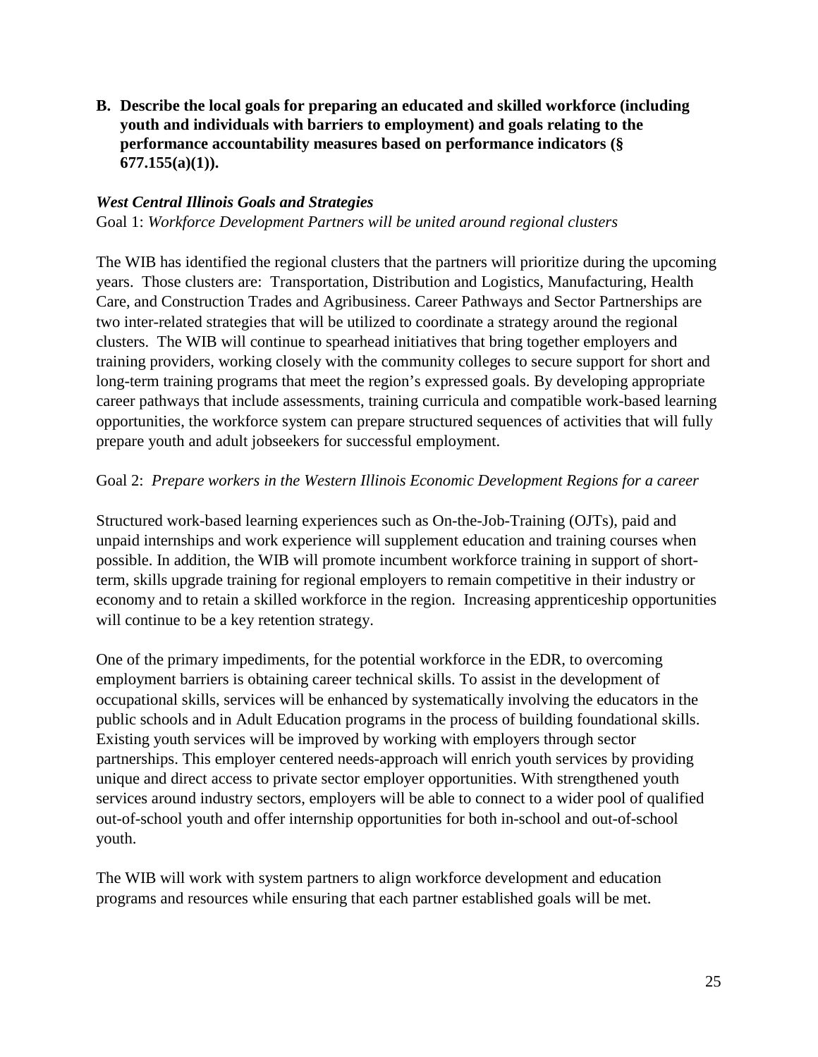**B. Describe the local goals for preparing an educated and skilled workforce (including youth and individuals with barriers to employment) and goals relating to the performance accountability measures based on performance indicators (§ 677.155(a)(1)).**

***West Central Illinois Goals and Strategies***

Goal 1: *Workforce Development Partners will be united around regional clusters*

The WIB has identified the regional clusters that the partners will prioritize during the upcoming years. Those clusters are: Transportation, Distribution and Logistics, Manufacturing, Health Care, and Construction Trades and Agribusiness. Career Pathways and Sector Partnerships are two inter-related strategies that will be utilized to coordinate a strategy around the regional clusters. The WIB will continue to spearhead initiatives that bring together employers and training providers, working closely with the community colleges to secure support for short and long-term training programs that meet the region's expressed goals. By developing appropriate career pathways that include assessments, training curricula and compatible work-based learning opportunities, the workforce system can prepare structured sequences of activities that will fully prepare youth and adult jobseekers for successful employment.

Goal 2: *Prepare workers in the Western Illinois Economic Development Regions for a career*

Structured work-based learning experiences such as On-the-Job-Training (OJTs), paid and unpaid internships and work experience will supplement education and training courses when possible. In addition, the WIB will promote incumbent workforce training in support of short-term, skills upgrade training for regional employers to remain competitive in their industry or economy and to retain a skilled workforce in the region. Increasing apprenticeship opportunities will continue to be a key retention strategy.

One of the primary impediments, for the potential workforce in the EDR, to overcoming employment barriers is obtaining career technical skills. To assist in the development of occupational skills, services will be enhanced by systematically involving the educators in the public schools and in Adult Education programs in the process of building foundational skills. Existing youth services will be improved by working with employers through sector partnerships. This employer centered needs-approach will enrich youth services by providing unique and direct access to private sector employer opportunities. With strengthened youth services around industry sectors, employers will be able to connect to a wider pool of qualified out-of-school youth and offer internship opportunities for both in-school and out-of-school youth.

The WIB will work with system partners to align workforce development and education programs and resources while ensuring that each partner established goals will be met.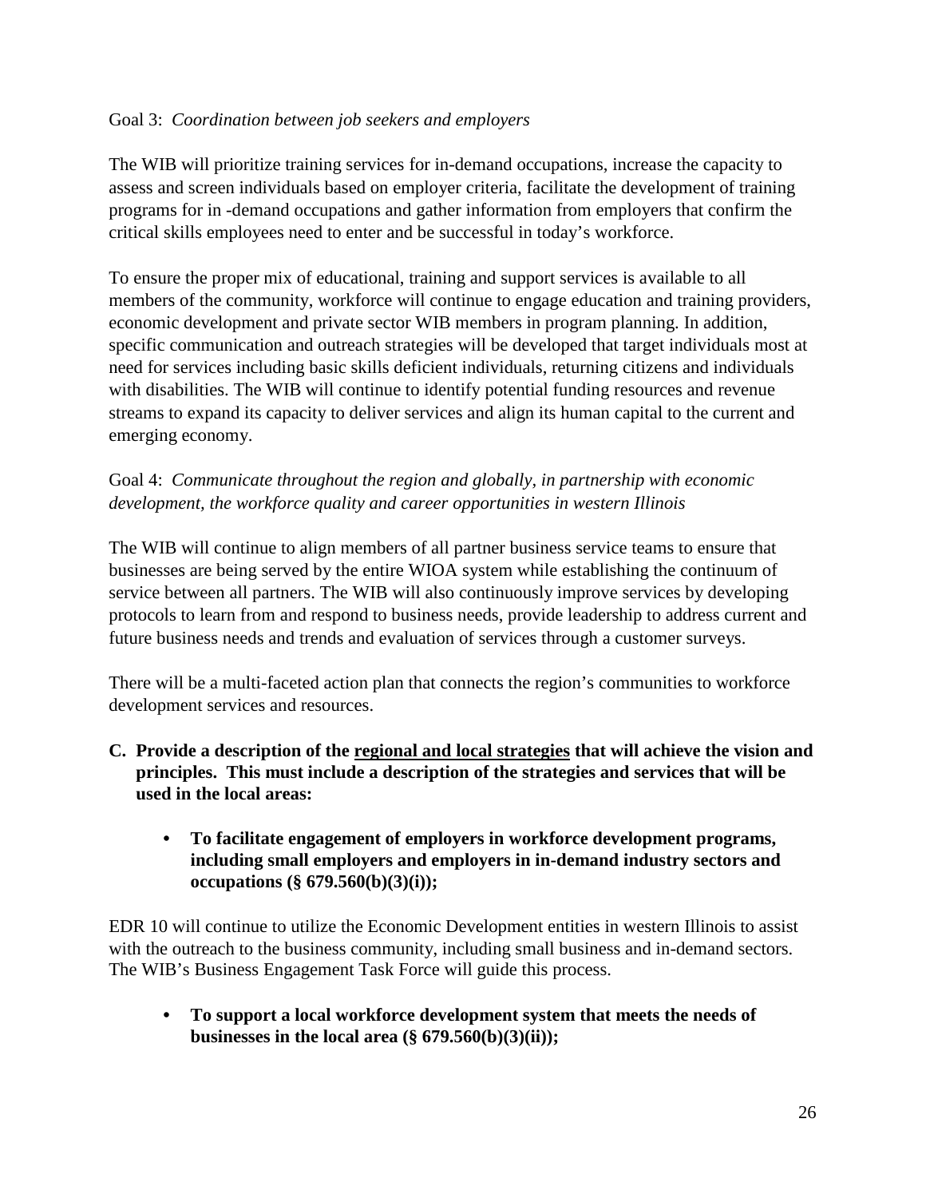Goal 3: *Coordination between job seekers and employers*

The WIB will prioritize training services for in-demand occupations, increase the capacity to assess and screen individuals based on employer criteria, facilitate the development of training programs for in -demand occupations and gather information from employers that confirm the critical skills employees need to enter and be successful in today's workforce.

To ensure the proper mix of educational, training and support services is available to all members of the community, workforce will continue to engage education and training providers, economic development and private sector WIB members in program planning. In addition, specific communication and outreach strategies will be developed that target individuals most at need for services including basic skills deficient individuals, returning citizens and individuals with disabilities. The WIB will continue to identify potential funding resources and revenue streams to expand its capacity to deliver services and align its human capital to the current and emerging economy.

Goal 4: *Communicate throughout the region and globally, in partnership with economic development, the workforce quality and career opportunities in western Illinois*

The WIB will continue to align members of all partner business service teams to ensure that businesses are being served by the entire WIOA system while establishing the continuum of service between all partners. The WIB will also continuously improve services by developing protocols to learn from and respond to business needs, provide leadership to address current and future business needs and trends and evaluation of services through a customer surveys.

There will be a multi-faceted action plan that connects the region's communities to workforce development services and resources.

**C. Provide a description of the <u>regional and local strategies</u> that will achieve the vision and principles. This must include a description of the strategies and services that will be used in the local areas:**

- **To facilitate engagement of employers in workforce development programs, including small employers and employers in in-demand industry sectors and occupations (§ 679.560(b)(3)(i));**

EDR 10 will continue to utilize the Economic Development entities in western Illinois to assist with the outreach to the business community, including small business and in-demand sectors. The WIB's Business Engagement Task Force will guide this process.

- **To support a local workforce development system that meets the needs of businesses in the local area (§ 679.560(b)(3)(ii));**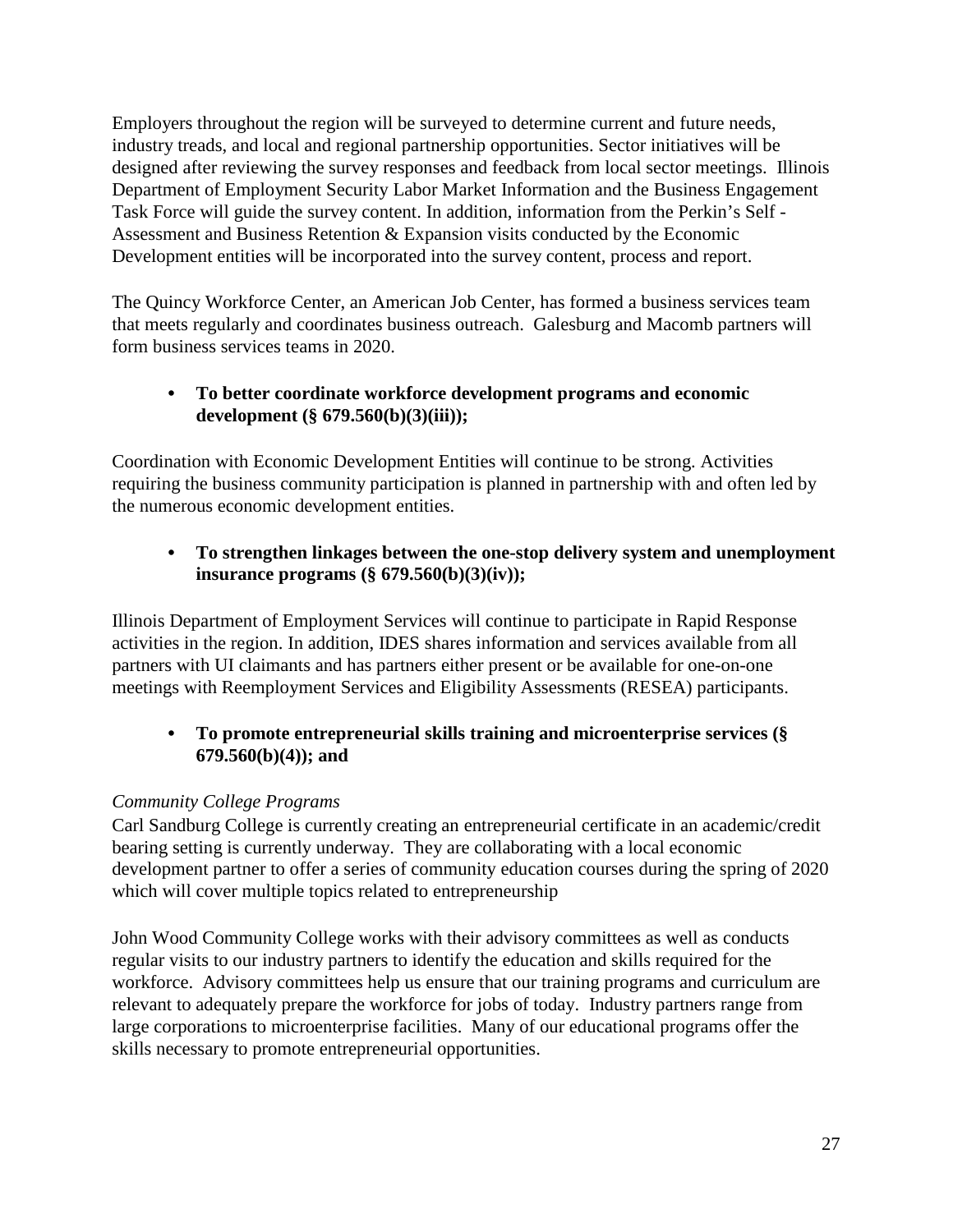Employers throughout the region will be surveyed to determine current and future needs, industry treads, and local and regional partnership opportunities. Sector initiatives will be designed after reviewing the survey responses and feedback from local sector meetings. Illinois Department of Employment Security Labor Market Information and the Business Engagement Task Force will guide the survey content. In addition, information from the Perkin's Self - Assessment and Business Retention & Expansion visits conducted by the Economic Development entities will be incorporated into the survey content, process and report.

The Quincy Workforce Center, an American Job Center, has formed a business services team that meets regularly and coordinates business outreach. Galesburg and Macomb partners will form business services teams in 2020.

- **To better coordinate workforce development programs and economic development (§ 679.560(b)(3)(iii));**

Coordination with Economic Development Entities will continue to be strong. Activities requiring the business community participation is planned in partnership with and often led by the numerous economic development entities.

- **To strengthen linkages between the one-stop delivery system and unemployment insurance programs (§ 679.560(b)(3)(iv));**

Illinois Department of Employment Services will continue to participate in Rapid Response activities in the region. In addition, IDES shares information and services available from all partners with UI claimants and has partners either present or be available for one-on-one meetings with Reemployment Services and Eligibility Assessments (RESEA) participants.

- **To promote entrepreneurial skills training and microenterprise services (§ 679.560(b)(4)); and**

*Community College Programs*

Carl Sandburg College is currently creating an entrepreneurial certificate in an academic/credit bearing setting is currently underway. They are collaborating with a local economic development partner to offer a series of community education courses during the spring of 2020 which will cover multiple topics related to entrepreneurship

John Wood Community College works with their advisory committees as well as conducts regular visits to our industry partners to identify the education and skills required for the workforce. Advisory committees help us ensure that our training programs and curriculum are relevant to adequately prepare the workforce for jobs of today. Industry partners range from large corporations to microenterprise facilities. Many of our educational programs offer the skills necessary to promote entrepreneurial opportunities.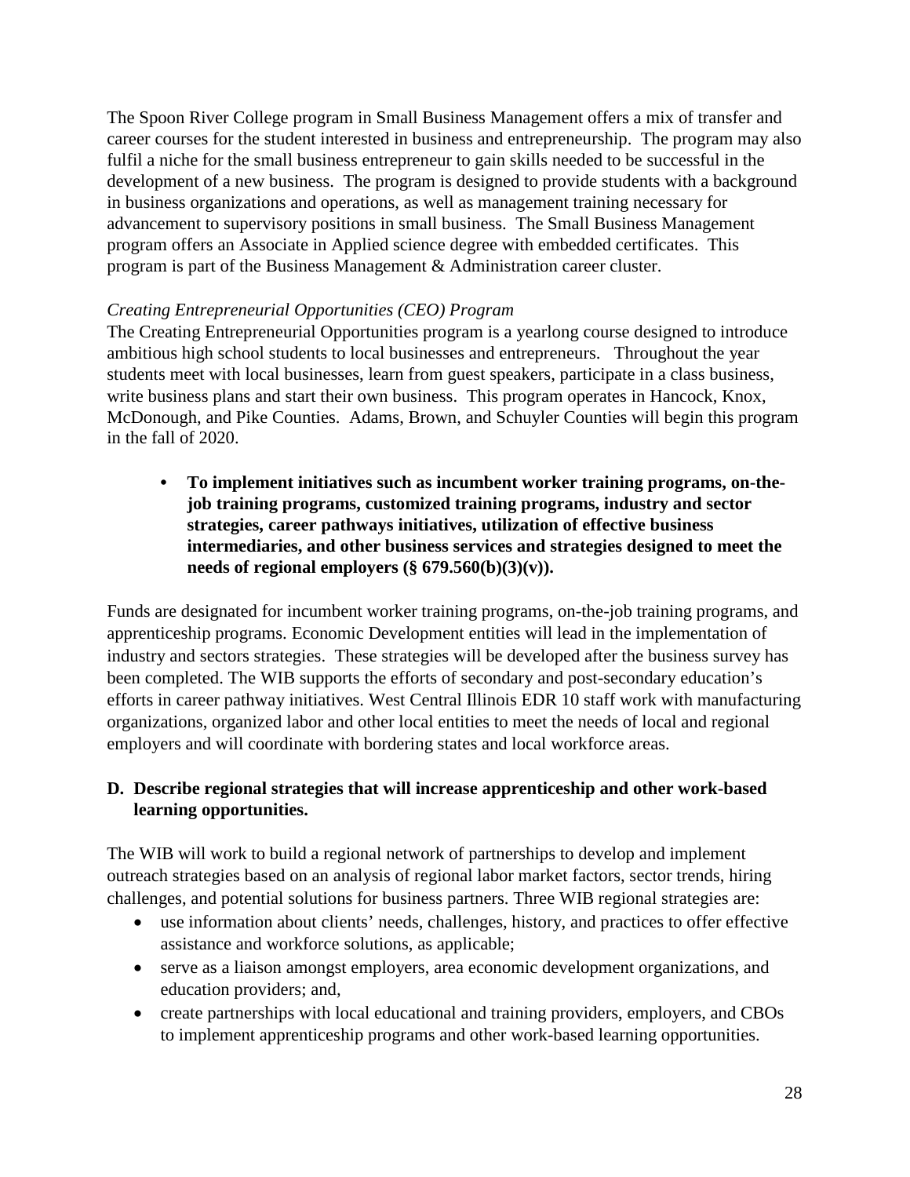The Spoon River College program in Small Business Management offers a mix of transfer and career courses for the student interested in business and entrepreneurship. The program may also fulfil a niche for the small business entrepreneur to gain skills needed to be successful in the development of a new business. The program is designed to provide students with a background in business organizations and operations, as well as management training necessary for advancement to supervisory positions in small business. The Small Business Management program offers an Associate in Applied science degree with embedded certificates. This program is part of the Business Management & Administration career cluster.

*Creating Entrepreneurial Opportunities (CEO) Program*

The Creating Entrepreneurial Opportunities program is a yearlong course designed to introduce ambitious high school students to local businesses and entrepreneurs. Throughout the year students meet with local businesses, learn from guest speakers, participate in a class business, write business plans and start their own business. This program operates in Hancock, Knox, McDonough, and Pike Counties. Adams, Brown, and Schuyler Counties will begin this program in the fall of 2020.

- **To implement initiatives such as incumbent worker training programs, on-the-job training programs, customized training programs, industry and sector strategies, career pathways initiatives, utilization of effective business intermediaries, and other business services and strategies designed to meet the needs of regional employers (§ 679.560(b)(3)(v)).**

Funds are designated for incumbent worker training programs, on-the-job training programs, and apprenticeship programs. Economic Development entities will lead in the implementation of industry and sectors strategies. These strategies will be developed after the business survey has been completed. The WIB supports the efforts of secondary and post-secondary education's efforts in career pathway initiatives. West Central Illinois EDR 10 staff work with manufacturing organizations, organized labor and other local entities to meet the needs of local and regional employers and will coordinate with bordering states and local workforce areas.

**D. Describe regional strategies that will increase apprenticeship and other work-based learning opportunities.**

The WIB will work to build a regional network of partnerships to develop and implement outreach strategies based on an analysis of regional labor market factors, sector trends, hiring challenges, and potential solutions for business partners. Three WIB regional strategies are:

- use information about clients' needs, challenges, history, and practices to offer effective assistance and workforce solutions, as applicable;
- serve as a liaison amongst employers, area economic development organizations, and education providers; and,
- create partnerships with local educational and training providers, employers, and CBOs to implement apprenticeship programs and other work-based learning opportunities.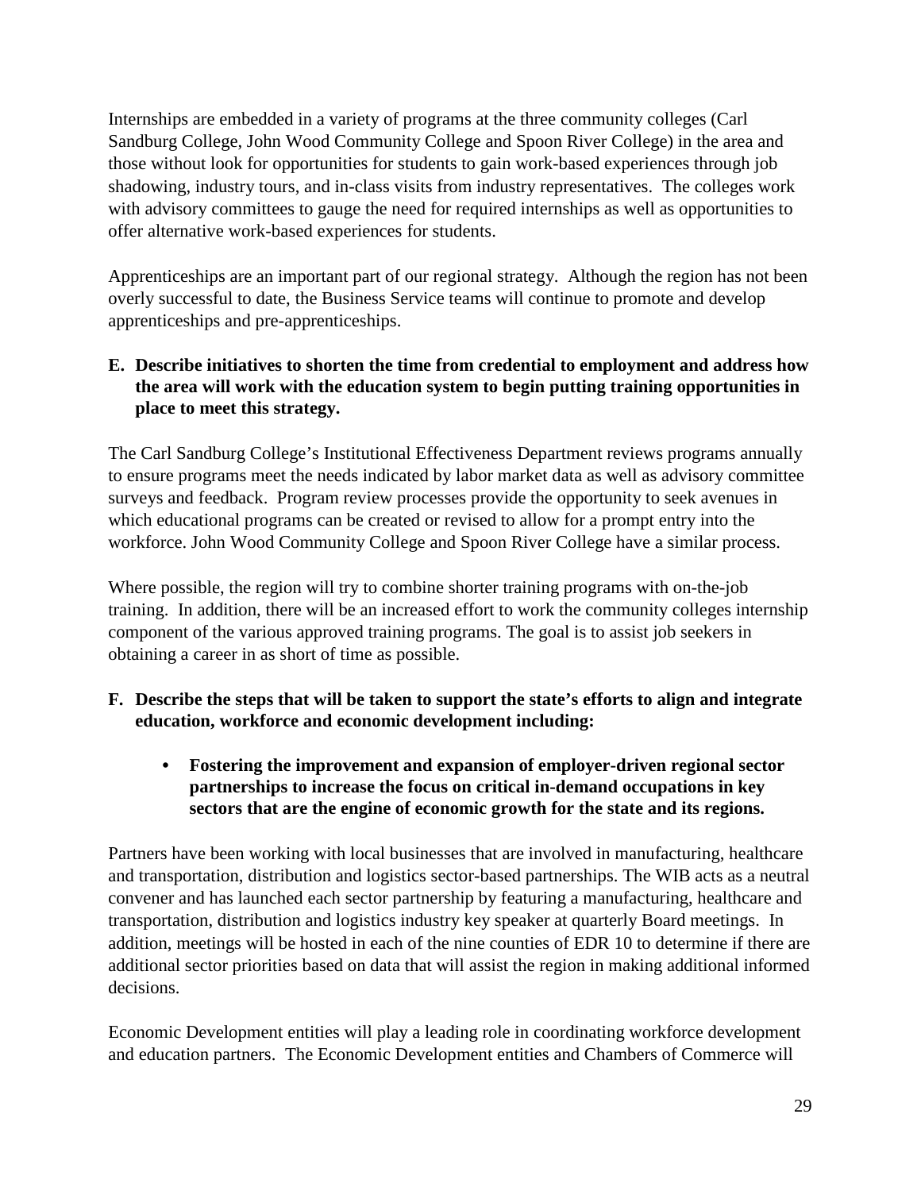Internships are embedded in a variety of programs at the three community colleges (Carl Sandburg College, John Wood Community College and Spoon River College) in the area and those without look for opportunities for students to gain work-based experiences through job shadowing, industry tours, and in-class visits from industry representatives. The colleges work with advisory committees to gauge the need for required internships as well as opportunities to offer alternative work-based experiences for students.

Apprenticeships are an important part of our regional strategy. Although the region has not been overly successful to date, the Business Service teams will continue to promote and develop apprenticeships and pre-apprenticeships.

**E. Describe initiatives to shorten the time from credential to employment and address how the area will work with the education system to begin putting training opportunities in place to meet this strategy.**

The Carl Sandburg College's Institutional Effectiveness Department reviews programs annually to ensure programs meet the needs indicated by labor market data as well as advisory committee surveys and feedback. Program review processes provide the opportunity to seek avenues in which educational programs can be created or revised to allow for a prompt entry into the workforce. John Wood Community College and Spoon River College have a similar process.

Where possible, the region will try to combine shorter training programs with on-the-job training. In addition, there will be an increased effort to work the community colleges internship component of the various approved training programs. The goal is to assist job seekers in obtaining a career in as short of time as possible.

**F. Describe the steps that will be taken to support the state's efforts to align and integrate education, workforce and economic development including:**

- **Fostering the improvement and expansion of employer-driven regional sector partnerships to increase the focus on critical in-demand occupations in key sectors that are the engine of economic growth for the state and its regions.**

Partners have been working with local businesses that are involved in manufacturing, healthcare and transportation, distribution and logistics sector-based partnerships. The WIB acts as a neutral convener and has launched each sector partnership by featuring a manufacturing, healthcare and transportation, distribution and logistics industry key speaker at quarterly Board meetings. In addition, meetings will be hosted in each of the nine counties of EDR 10 to determine if there are additional sector priorities based on data that will assist the region in making additional informed decisions.

Economic Development entities will play a leading role in coordinating workforce development and education partners. The Economic Development entities and Chambers of Commerce will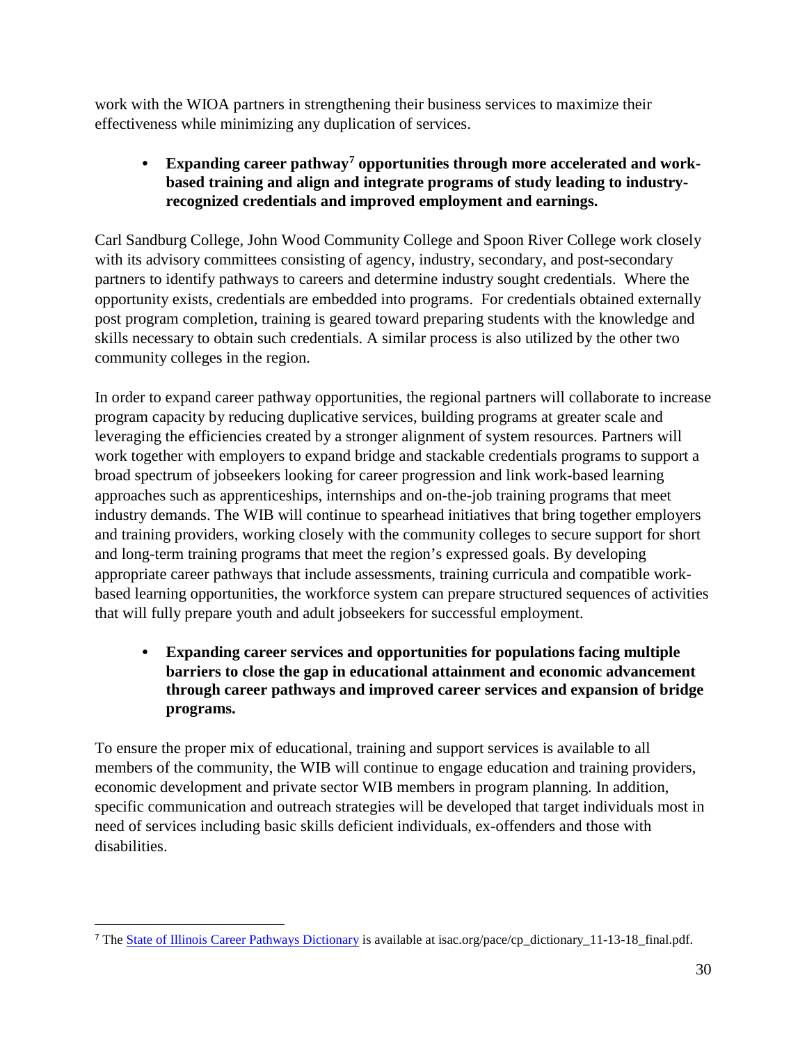work with the WIOA partners in strengthening their business services to maximize their effectiveness while minimizing any duplication of services.

- **Expanding career pathway[7] opportunities through more accelerated and work-based training and align and integrate programs of study leading to industry-recognized credentials and improved employment and earnings.**

Carl Sandburg College, John Wood Community College and Spoon River College work closely with its advisory committees consisting of agency, industry, secondary, and post-secondary partners to identify pathways to careers and determine industry sought credentials. Where the opportunity exists, credentials are embedded into programs. For credentials obtained externally post program completion, training is geared toward preparing students with the knowledge and skills necessary to obtain such credentials. A similar process is also utilized by the other two community colleges in the region.

In order to expand career pathway opportunities, the regional partners will collaborate to increase program capacity by reducing duplicative services, building programs at greater scale and leveraging the efficiencies created by a stronger alignment of system resources. Partners will work together with employers to expand bridge and stackable credentials programs to support a broad spectrum of jobseekers looking for career progression and link work-based learning approaches such as apprenticeships, internships and on-the-job training programs that meet industry demands. The WIB will continue to spearhead initiatives that bring together employers and training providers, working closely with the community colleges to secure support for short and long-term training programs that meet the region's expressed goals. By developing appropriate career pathways that include assessments, training curricula and compatible work-based learning opportunities, the workforce system can prepare structured sequences of activities that will fully prepare youth and adult jobseekers for successful employment.

- **Expanding career services and opportunities for populations facing multiple barriers to close the gap in educational attainment and economic advancement through career pathways and improved career services and expansion of bridge programs.**

To ensure the proper mix of educational, training and support services is available to all members of the community, the WIB will continue to engage education and training providers, economic development and private sector WIB members in program planning. In addition, specific communication and outreach strategies will be developed that target individuals most in need of services including basic skills deficient individuals, ex-offenders and those with disabilities.

---

[7] The State of Illinois Career Pathways Dictionary is available at isac.org/pace/cp_dictionary_11-13-18_final.pdf.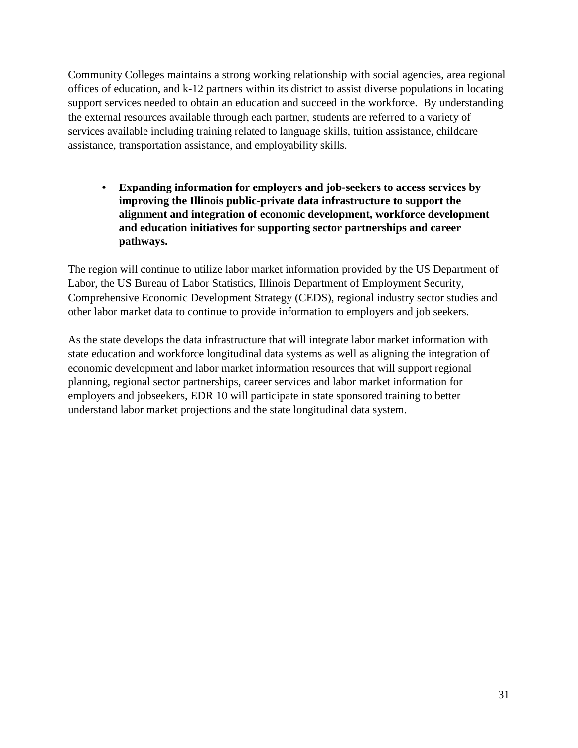Community Colleges maintains a strong working relationship with social agencies, area regional offices of education, and k-12 partners within its district to assist diverse populations in locating support services needed to obtain an education and succeed in the workforce. By understanding the external resources available through each partner, students are referred to a variety of services available including training related to language skills, tuition assistance, childcare assistance, transportation assistance, and employability skills.

- **Expanding information for employers and job-seekers to access services by improving the Illinois public-private data infrastructure to support the alignment and integration of economic development, workforce development and education initiatives for supporting sector partnerships and career pathways.**

The region will continue to utilize labor market information provided by the US Department of Labor, the US Bureau of Labor Statistics, Illinois Department of Employment Security, Comprehensive Economic Development Strategy (CEDS), regional industry sector studies and other labor market data to continue to provide information to employers and job seekers.

As the state develops the data infrastructure that will integrate labor market information with state education and workforce longitudinal data systems as well as aligning the integration of economic development and labor market information resources that will support regional planning, regional sector partnerships, career services and labor market information for employers and jobseekers, EDR 10 will participate in state sponsored training to better understand labor market projections and the state longitudinal data system.